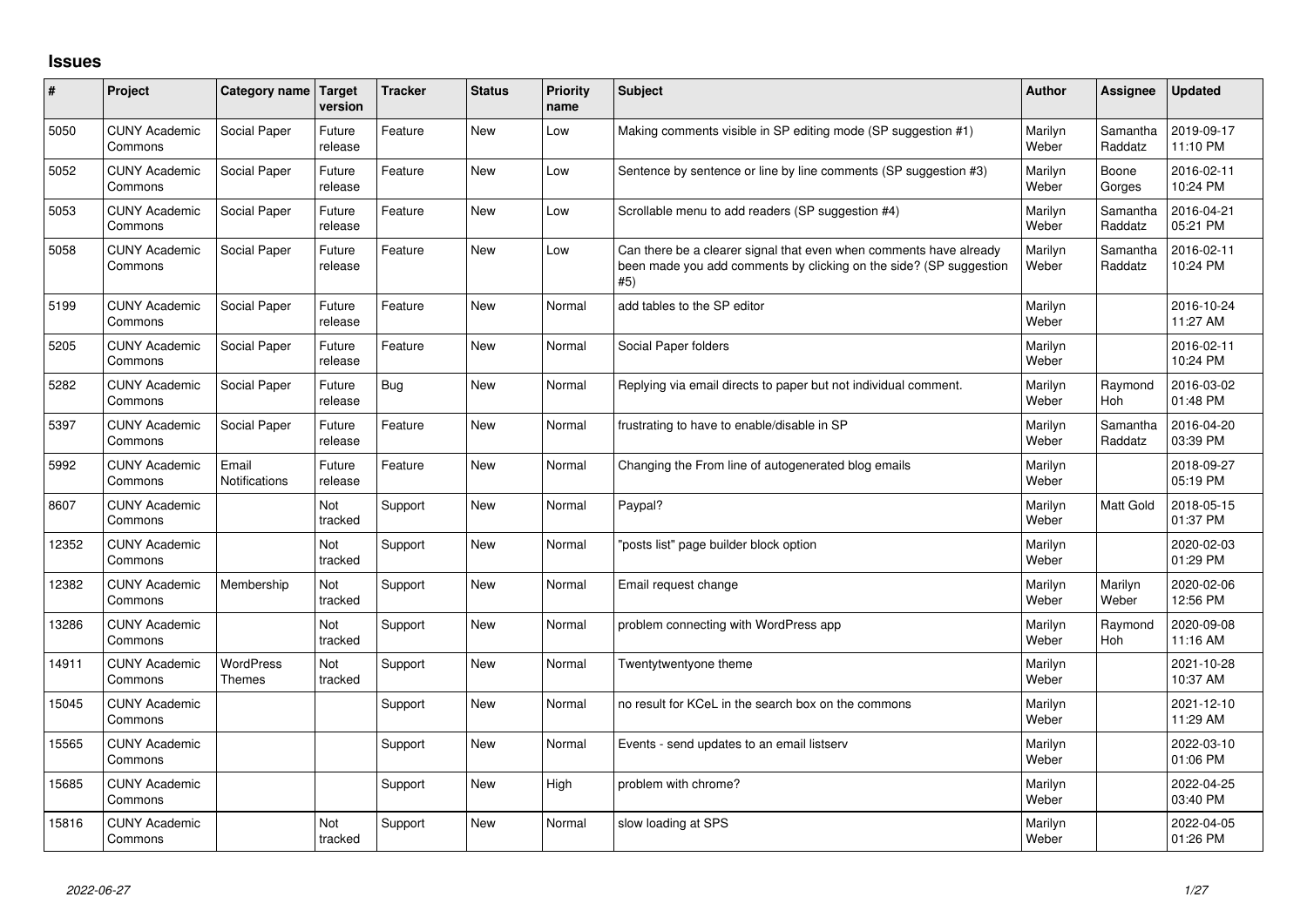## Issues

| # | Project | Category name | Target version | Tracker | Status | Priority name | Subject | Author | Assignee | Updated |
|---|---|---|---|---|---|---|---|---|---|---|
| 5050 | CUNY Academic Commons | Social Paper | Future release | Feature | New | Low | Making comments visible in SP editing mode (SP suggestion #1) | Marilyn Weber | Samantha Raddatz | 2019-09-17 11:10 PM |
| 5052 | CUNY Academic Commons | Social Paper | Future release | Feature | New | Low | Sentence by sentence or line by line comments (SP suggestion #3) | Marilyn Weber | Boone Gorges | 2016-02-11 10:24 PM |
| 5053 | CUNY Academic Commons | Social Paper | Future release | Feature | New | Low | Scrollable menu to add readers (SP suggestion #4) | Marilyn Weber | Samantha Raddatz | 2016-04-21 05:21 PM |
| 5058 | CUNY Academic Commons | Social Paper | Future release | Feature | New | Low | Can there be a clearer signal that even when comments have already been made you add comments by clicking on the side? (SP suggestion #5) | Marilyn Weber | Samantha Raddatz | 2016-02-11 10:24 PM |
| 5199 | CUNY Academic Commons | Social Paper | Future release | Feature | New | Normal | add tables to the SP editor | Marilyn Weber | | 2016-10-24 11:27 AM |
| 5205 | CUNY Academic Commons | Social Paper | Future release | Feature | New | Normal | Social Paper folders | Marilyn Weber | | 2016-02-11 10:24 PM |
| 5282 | CUNY Academic Commons | Social Paper | Future release | Bug | New | Normal | Replying via email directs to paper but not individual comment. | Marilyn Weber | Raymond Hoh | 2016-03-02 01:48 PM |
| 5397 | CUNY Academic Commons | Social Paper | Future release | Feature | New | Normal | frustrating to have to enable/disable in SP | Marilyn Weber | Samantha Raddatz | 2016-04-20 03:39 PM |
| 5992 | CUNY Academic Commons | Email Notifications | Future release | Feature | New | Normal | Changing the From line of autogenerated blog emails | Marilyn Weber | | 2018-09-27 05:19 PM |
| 8607 | CUNY Academic Commons | | Not tracked | Support | New | Normal | Paypal? | Marilyn Weber | Matt Gold | 2018-05-15 01:37 PM |
| 12352 | CUNY Academic Commons | | Not tracked | Support | New | Normal | "posts list" page builder block option | Marilyn Weber | | 2020-02-03 01:29 PM |
| 12382 | CUNY Academic Commons | Membership | Not tracked | Support | New | Normal | Email request change | Marilyn Weber | Marilyn Weber | 2020-02-06 12:56 PM |
| 13286 | CUNY Academic Commons | | Not tracked | Support | New | Normal | problem connecting with WordPress app | Marilyn Weber | Raymond Hoh | 2020-09-08 11:16 AM |
| 14911 | CUNY Academic Commons | WordPress Themes | Not tracked | Support | New | Normal | Twentytwentyone theme | Marilyn Weber | | 2021-10-28 10:37 AM |
| 15045 | CUNY Academic Commons | | | Support | New | Normal | no result for KCeL in the search box on the commons | Marilyn Weber | | 2021-12-10 11:29 AM |
| 15565 | CUNY Academic Commons | | | Support | New | Normal | Events - send updates to an email listserv | Marilyn Weber | | 2022-03-10 01:06 PM |
| 15685 | CUNY Academic Commons | | | Support | New | High | problem with chrome? | Marilyn Weber | | 2022-04-25 03:40 PM |
| 15816 | CUNY Academic Commons | | Not tracked | Support | New | Normal | slow loading at SPS | Marilyn Weber | | 2022-04-05 01:26 PM |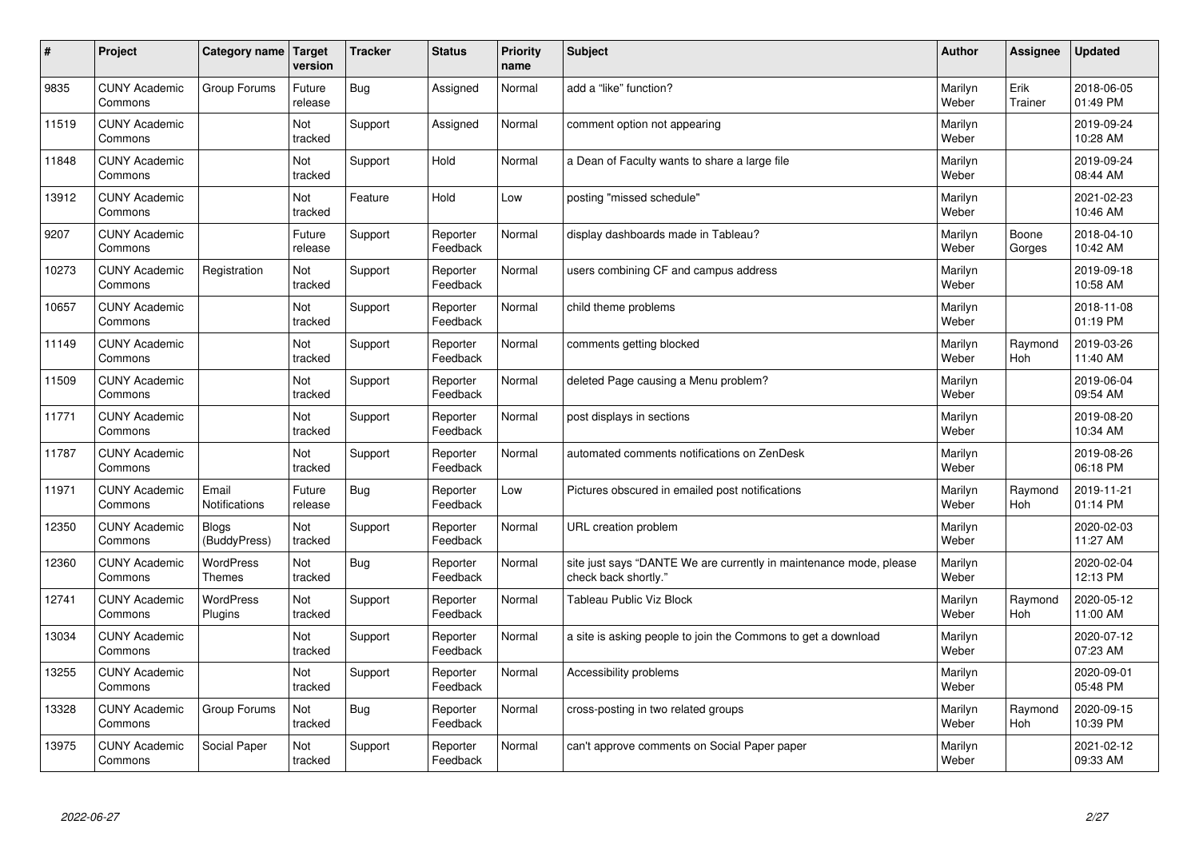| # | Project | Category name | Target version | Tracker | Status | Priority name | Subject | Author | Assignee | Updated |
|---|---|---|---|---|---|---|---|---|---|---|
| 9835 | CUNY Academic Commons | Group Forums | Future release | Bug | Assigned | Normal | add a "like" function? | Marilyn Weber | Erik Trainer | 2018-06-05 01:49 PM |
| 11519 | CUNY Academic Commons | | Not tracked | Support | Assigned | Normal | comment option not appearing | Marilyn Weber | | 2019-09-24 10:28 AM |
| 11848 | CUNY Academic Commons | | Not tracked | Support | Hold | Normal | a Dean of Faculty wants to share a large file | Marilyn Weber | | 2019-09-24 08:44 AM |
| 13912 | CUNY Academic Commons | | Not tracked | Feature | Hold | Low | posting "missed schedule" | Marilyn Weber | | 2021-02-23 10:46 AM |
| 9207 | CUNY Academic Commons | | Future release | Support | Reporter Feedback | Normal | display dashboards made in Tableau? | Marilyn Weber | Boone Gorges | 2018-04-10 10:42 AM |
| 10273 | CUNY Academic Commons | Registration | Not tracked | Support | Reporter Feedback | Normal | users combining CF and campus address | Marilyn Weber | | 2019-09-18 10:58 AM |
| 10657 | CUNY Academic Commons | | Not tracked | Support | Reporter Feedback | Normal | child theme problems | Marilyn Weber | | 2018-11-08 01:19 PM |
| 11149 | CUNY Academic Commons | | Not tracked | Support | Reporter Feedback | Normal | comments getting blocked | Marilyn Weber | Raymond Hoh | 2019-03-26 11:40 AM |
| 11509 | CUNY Academic Commons | | Not tracked | Support | Reporter Feedback | Normal | deleted Page causing a Menu problem? | Marilyn Weber | | 2019-06-04 09:54 AM |
| 11771 | CUNY Academic Commons | | Not tracked | Support | Reporter Feedback | Normal | post displays in sections | Marilyn Weber | | 2019-08-20 10:34 AM |
| 11787 | CUNY Academic Commons | | Not tracked | Support | Reporter Feedback | Normal | automated comments notifications on ZenDesk | Marilyn Weber | | 2019-08-26 06:18 PM |
| 11971 | CUNY Academic Commons | Email Notifications | Future release | Bug | Reporter Feedback | Low | Pictures obscured in emailed post notifications | Marilyn Weber | Raymond Hoh | 2019-11-21 01:14 PM |
| 12350 | CUNY Academic Commons | Blogs (BuddyPress) | Not tracked | Support | Reporter Feedback | Normal | URL creation problem | Marilyn Weber | | 2020-02-03 11:27 AM |
| 12360 | CUNY Academic Commons | WordPress Themes | Not tracked | Bug | Reporter Feedback | Normal | site just says "DANTE We are currently in maintenance mode, please check back shortly." | Marilyn Weber | | 2020-02-04 12:13 PM |
| 12741 | CUNY Academic Commons | WordPress Plugins | Not tracked | Support | Reporter Feedback | Normal | Tableau Public Viz Block | Marilyn Weber | Raymond Hoh | 2020-05-12 11:00 AM |
| 13034 | CUNY Academic Commons | | Not tracked | Support | Reporter Feedback | Normal | a site is asking people to join the Commons to get a download | Marilyn Weber | | 2020-07-12 07:23 AM |
| 13255 | CUNY Academic Commons | | Not tracked | Support | Reporter Feedback | Normal | Accessibility problems | Marilyn Weber | | 2020-09-01 05:48 PM |
| 13328 | CUNY Academic Commons | Group Forums | Not tracked | Bug | Reporter Feedback | Normal | cross-posting in two related groups | Marilyn Weber | Raymond Hoh | 2020-09-15 10:39 PM |
| 13975 | CUNY Academic Commons | Social Paper | Not tracked | Support | Reporter Feedback | Normal | can't approve comments on Social Paper paper | Marilyn Weber | | 2021-02-12 09:33 AM |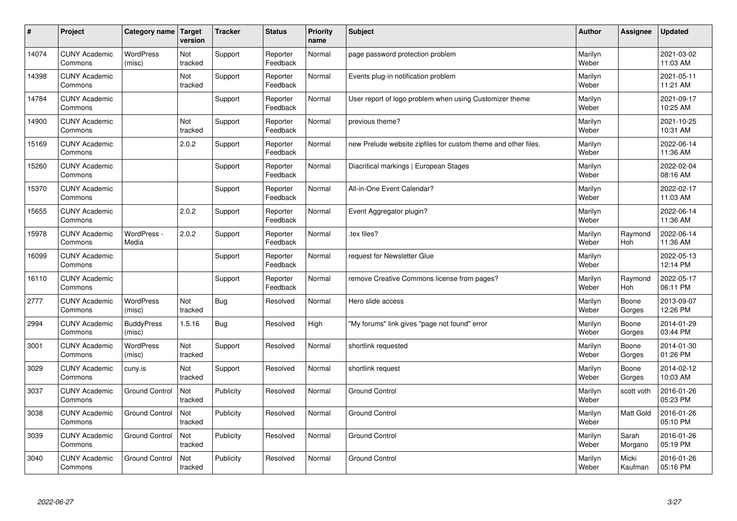| # | Project | Category name | Target version | Tracker | Status | Priority name | Subject | Author | Assignee | Updated |
|---|---|---|---|---|---|---|---|---|---|---|
| 14074 | CUNY Academic Commons | WordPress (misc) | Not tracked | Support | Reporter Feedback | Normal | page password protection problem | Marilyn Weber | | 2021-03-02 11:03 AM |
| 14398 | CUNY Academic Commons | | Not tracked | Support | Reporter Feedback | Normal | Events plug-in notification problem | Marilyn Weber | | 2021-05-11 11:21 AM |
| 14784 | CUNY Academic Commons | | | Support | Reporter Feedback | Normal | User report of logo problem when using Customizer theme | Marilyn Weber | | 2021-09-17 10:25 AM |
| 14900 | CUNY Academic Commons | | Not tracked | Support | Reporter Feedback | Normal | previous theme? | Marilyn Weber | | 2021-10-25 10:31 AM |
| 15169 | CUNY Academic Commons | | 2.0.2 | Support | Reporter Feedback | Normal | new Prelude website zipfiles for custom theme and other files. | Marilyn Weber | | 2022-06-14 11:36 AM |
| 15260 | CUNY Academic Commons | | | Support | Reporter Feedback | Normal | Diacritical markings \| European Stages | Marilyn Weber | | 2022-02-04 08:16 AM |
| 15370 | CUNY Academic Commons | | | Support | Reporter Feedback | Normal | All-in-One Event Calendar? | Marilyn Weber | | 2022-02-17 11:03 AM |
| 15655 | CUNY Academic Commons | | 2.0.2 | Support | Reporter Feedback | Normal | Event Aggregator plugin? | Marilyn Weber | | 2022-06-14 11:36 AM |
| 15978 | CUNY Academic Commons | WordPress - Media | 2.0.2 | Support | Reporter Feedback | Normal | .tex files? | Marilyn Weber | Raymond Hoh | 2022-06-14 11:36 AM |
| 16099 | CUNY Academic Commons | | | Support | Reporter Feedback | Normal | request for Newsletter Glue | Marilyn Weber | | 2022-05-13 12:14 PM |
| 16110 | CUNY Academic Commons | | | Support | Reporter Feedback | Normal | remove Creative Commons license from pages? | Marilyn Weber | Raymond Hoh | 2022-05-17 06:11 PM |
| 2777 | CUNY Academic Commons | WordPress (misc) | Not tracked | Bug | Resolved | Normal | Hero slide access | Marilyn Weber | Boone Gorges | 2013-09-07 12:26 PM |
| 2994 | CUNY Academic Commons | BuddyPress (misc) | 1.5.16 | Bug | Resolved | High | "My forums" link gives "page not found" error | Marilyn Weber | Boone Gorges | 2014-01-29 03:44 PM |
| 3001 | CUNY Academic Commons | WordPress (misc) | Not tracked | Support | Resolved | Normal | shortlink requested | Marilyn Weber | Boone Gorges | 2014-01-30 01:26 PM |
| 3029 | CUNY Academic Commons | cuny.is | Not tracked | Support | Resolved | Normal | shortlink request | Marilyn Weber | Boone Gorges | 2014-02-12 10:03 AM |
| 3037 | CUNY Academic Commons | Ground Control | Not tracked | Publicity | Resolved | Normal | Ground Control | Marilyn Weber | scott voth | 2016-01-26 05:23 PM |
| 3038 | CUNY Academic Commons | Ground Control | Not tracked | Publicity | Resolved | Normal | Ground Control | Marilyn Weber | Matt Gold | 2016-01-26 05:10 PM |
| 3039 | CUNY Academic Commons | Ground Control | Not tracked | Publicity | Resolved | Normal | Ground Control | Marilyn Weber | Sarah Morgano | 2016-01-26 05:19 PM |
| 3040 | CUNY Academic Commons | Ground Control | Not tracked | Publicity | Resolved | Normal | Ground Control | Marilyn Weber | Micki Kaufman | 2016-01-26 05:16 PM |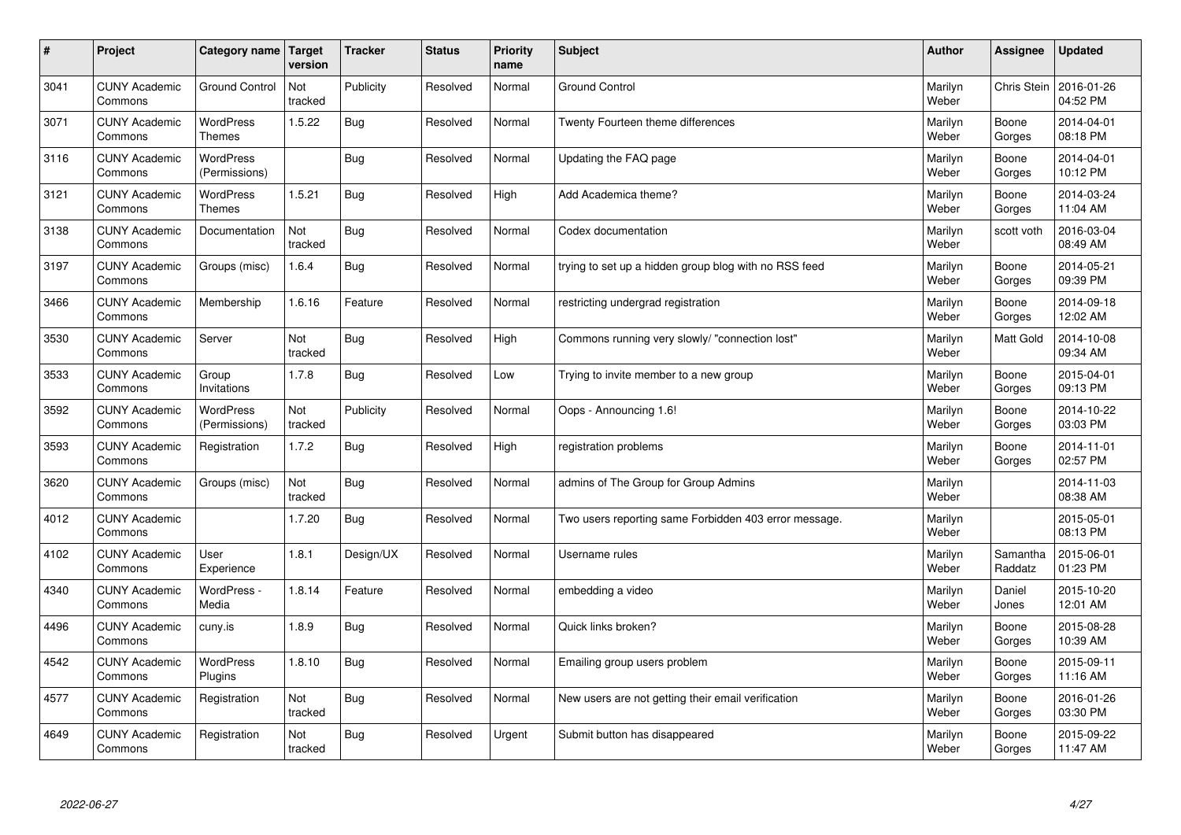| # | Project | Category name | Target version | Tracker | Status | Priority name | Subject | Author | Assignee | Updated |
|---|---|---|---|---|---|---|---|---|---|---|
| 3041 | CUNY Academic Commons | Ground Control | Not tracked | Publicity | Resolved | Normal | Ground Control | Marilyn Weber | Chris Stein | 2016-01-26 04:52 PM |
| 3071 | CUNY Academic Commons | WordPress Themes | 1.5.22 | Bug | Resolved | Normal | Twenty Fourteen theme differences | Marilyn Weber | Boone Gorges | 2014-04-01 08:18 PM |
| 3116 | CUNY Academic Commons | WordPress (Permissions) | | Bug | Resolved | Normal | Updating the FAQ page | Marilyn Weber | Boone Gorges | 2014-04-01 10:12 PM |
| 3121 | CUNY Academic Commons | WordPress Themes | 1.5.21 | Bug | Resolved | High | Add Academica theme? | Marilyn Weber | Boone Gorges | 2014-03-24 11:04 AM |
| 3138 | CUNY Academic Commons | Documentation | Not tracked | Bug | Resolved | Normal | Codex documentation | Marilyn Weber | scott voth | 2016-03-04 08:49 AM |
| 3197 | CUNY Academic Commons | Groups (misc) | 1.6.4 | Bug | Resolved | Normal | trying to set up a hidden group blog with no RSS feed | Marilyn Weber | Boone Gorges | 2014-05-21 09:39 PM |
| 3466 | CUNY Academic Commons | Membership | 1.6.16 | Feature | Resolved | Normal | restricting undergrad registration | Marilyn Weber | Boone Gorges | 2014-09-18 12:02 AM |
| 3530 | CUNY Academic Commons | Server | Not tracked | Bug | Resolved | High | Commons running very slowly/ "connection lost" | Marilyn Weber | Matt Gold | 2014-10-08 09:34 AM |
| 3533 | CUNY Academic Commons | Group Invitations | 1.7.8 | Bug | Resolved | Low | Trying to invite member to a new group | Marilyn Weber | Boone Gorges | 2015-04-01 09:13 PM |
| 3592 | CUNY Academic Commons | WordPress (Permissions) | Not tracked | Publicity | Resolved | Normal | Oops - Announcing 1.6! | Marilyn Weber | Boone Gorges | 2014-10-22 03:03 PM |
| 3593 | CUNY Academic Commons | Registration | 1.7.2 | Bug | Resolved | High | registration problems | Marilyn Weber | Boone Gorges | 2014-11-01 02:57 PM |
| 3620 | CUNY Academic Commons | Groups (misc) | Not tracked | Bug | Resolved | Normal | admins of The Group for Group Admins | Marilyn Weber | | 2014-11-03 08:38 AM |
| 4012 | CUNY Academic Commons | | 1.7.20 | Bug | Resolved | Normal | Two users reporting same Forbidden 403 error message. | Marilyn Weber | | 2015-05-01 08:13 PM |
| 4102 | CUNY Academic Commons | User Experience | 1.8.1 | Design/UX | Resolved | Normal | Username rules | Marilyn Weber | Samantha Raddatz | 2015-06-01 01:23 PM |
| 4340 | CUNY Academic Commons | WordPress - Media | 1.8.14 | Feature | Resolved | Normal | embedding a video | Marilyn Weber | Daniel Jones | 2015-10-20 12:01 AM |
| 4496 | CUNY Academic Commons | cuny.is | 1.8.9 | Bug | Resolved | Normal | Quick links broken? | Marilyn Weber | Boone Gorges | 2015-08-28 10:39 AM |
| 4542 | CUNY Academic Commons | WordPress Plugins | 1.8.10 | Bug | Resolved | Normal | Emailing group users problem | Marilyn Weber | Boone Gorges | 2015-09-11 11:16 AM |
| 4577 | CUNY Academic Commons | Registration | Not tracked | Bug | Resolved | Normal | New users are not getting their email verification | Marilyn Weber | Boone Gorges | 2016-01-26 03:30 PM |
| 4649 | CUNY Academic Commons | Registration | Not tracked | Bug | Resolved | Urgent | Submit button has disappeared | Marilyn Weber | Boone Gorges | 2015-09-22 11:47 AM |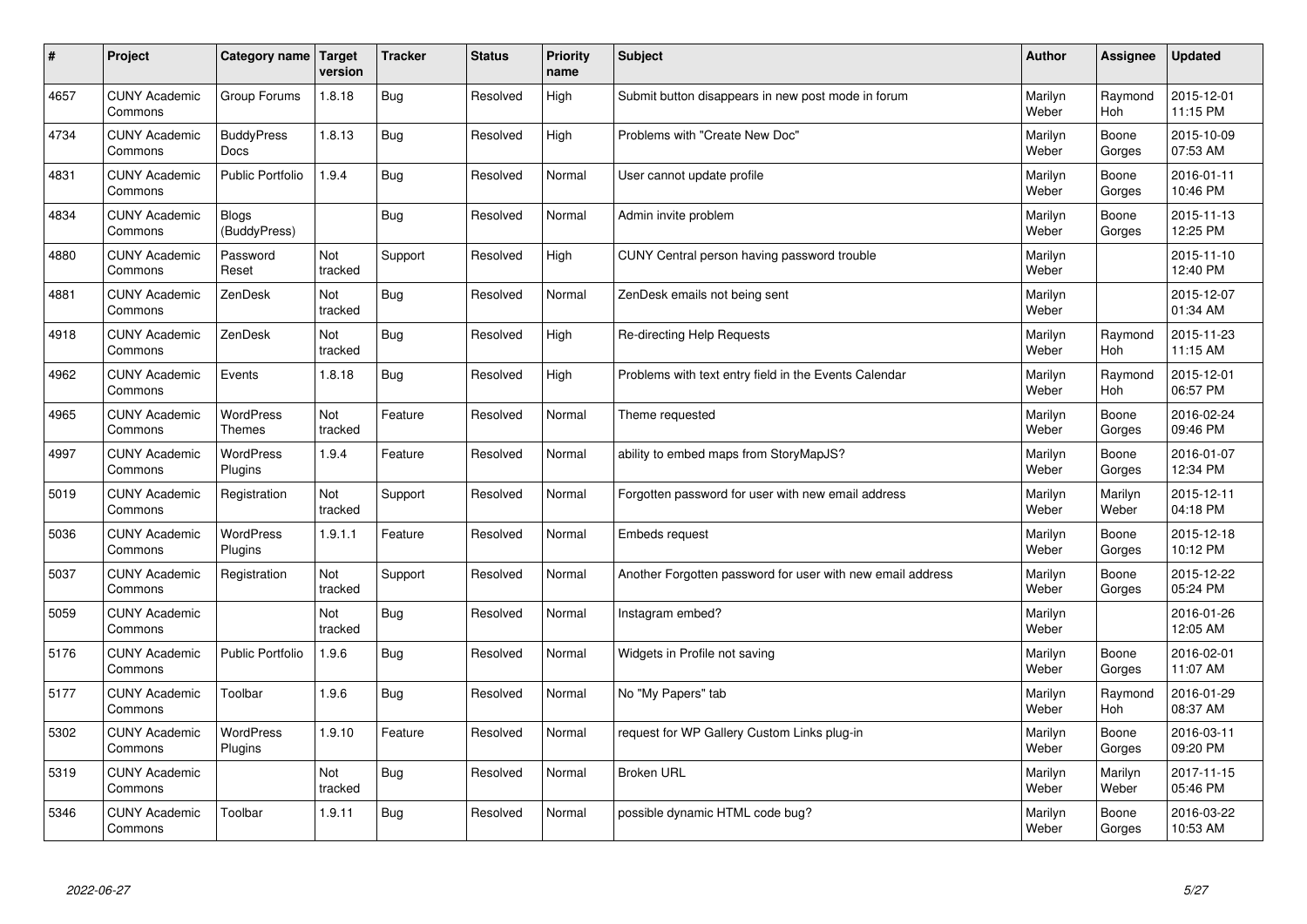| # | Project | Category name | Target version | Tracker | Status | Priority name | Subject | Author | Assignee | Updated |
|---|---|---|---|---|---|---|---|---|---|---|
| 4657 | CUNY Academic Commons | Group Forums | 1.8.18 | Bug | Resolved | High | Submit button disappears in new post mode in forum | Marilyn Weber | Raymond Hoh | 2015-12-01 11:15 PM |
| 4734 | CUNY Academic Commons | BuddyPress Docs | 1.8.13 | Bug | Resolved | High | Problems with "Create New Doc" | Marilyn Weber | Boone Gorges | 2015-10-09 07:53 AM |
| 4831 | CUNY Academic Commons | Public Portfolio | 1.9.4 | Bug | Resolved | Normal | User cannot update profile | Marilyn Weber | Boone Gorges | 2016-01-11 10:46 PM |
| 4834 | CUNY Academic Commons | Blogs (BuddyPress) | | Bug | Resolved | Normal | Admin invite problem | Marilyn Weber | Boone Gorges | 2015-11-13 12:25 PM |
| 4880 | CUNY Academic Commons | Password Reset | Not tracked | Support | Resolved | High | CUNY Central person having password trouble | Marilyn Weber | | 2015-11-10 12:40 PM |
| 4881 | CUNY Academic Commons | ZenDesk | Not tracked | Bug | Resolved | Normal | ZenDesk emails not being sent | Marilyn Weber | | 2015-12-07 01:34 AM |
| 4918 | CUNY Academic Commons | ZenDesk | Not tracked | Bug | Resolved | High | Re-directing Help Requests | Marilyn Weber | Raymond Hoh | 2015-11-23 11:15 AM |
| 4962 | CUNY Academic Commons | Events | 1.8.18 | Bug | Resolved | High | Problems with text entry field in the Events Calendar | Marilyn Weber | Raymond Hoh | 2015-12-01 06:57 PM |
| 4965 | CUNY Academic Commons | WordPress Themes | Not tracked | Feature | Resolved | Normal | Theme requested | Marilyn Weber | Boone Gorges | 2016-02-24 09:46 PM |
| 4997 | CUNY Academic Commons | WordPress Plugins | 1.9.4 | Feature | Resolved | Normal | ability to embed maps from StoryMapJS? | Marilyn Weber | Boone Gorges | 2016-01-07 12:34 PM |
| 5019 | CUNY Academic Commons | Registration | Not tracked | Support | Resolved | Normal | Forgotten password for user with new email address | Marilyn Weber | Marilyn Weber | 2015-12-11 04:18 PM |
| 5036 | CUNY Academic Commons | WordPress Plugins | 1.9.1.1 | Feature | Resolved | Normal | Embeds request | Marilyn Weber | Boone Gorges | 2015-12-18 10:12 PM |
| 5037 | CUNY Academic Commons | Registration | Not tracked | Support | Resolved | Normal | Another Forgotten password for user with new email address | Marilyn Weber | Boone Gorges | 2015-12-22 05:24 PM |
| 5059 | CUNY Academic Commons | | Not tracked | Bug | Resolved | Normal | Instagram embed? | Marilyn Weber | | 2016-01-26 12:05 AM |
| 5176 | CUNY Academic Commons | Public Portfolio | 1.9.6 | Bug | Resolved | Normal | Widgets in Profile not saving | Marilyn Weber | Boone Gorges | 2016-02-01 11:07 AM |
| 5177 | CUNY Academic Commons | Toolbar | 1.9.6 | Bug | Resolved | Normal | No "My Papers" tab | Marilyn Weber | Raymond Hoh | 2016-01-29 08:37 AM |
| 5302 | CUNY Academic Commons | WordPress Plugins | 1.9.10 | Feature | Resolved | Normal | request for WP Gallery Custom Links plug-in | Marilyn Weber | Boone Gorges | 2016-03-11 09:20 PM |
| 5319 | CUNY Academic Commons | | Not tracked | Bug | Resolved | Normal | Broken URL | Marilyn Weber | Marilyn Weber | 2017-11-15 05:46 PM |
| 5346 | CUNY Academic Commons | Toolbar | 1.9.11 | Bug | Resolved | Normal | possible dynamic HTML code bug? | Marilyn Weber | Boone Gorges | 2016-03-22 10:53 AM |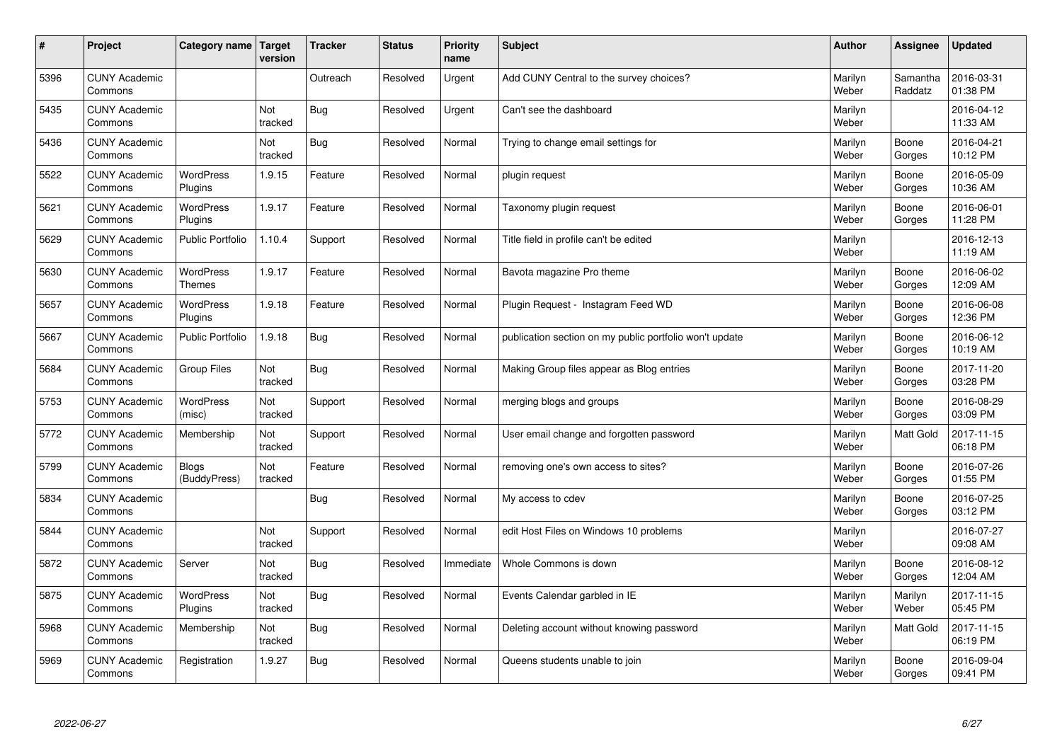| # | Project | Category name | Target version | Tracker | Status | Priority name | Subject | Author | Assignee | Updated |
|---|---|---|---|---|---|---|---|---|---|---|
| 5396 | CUNY Academic Commons | | | Outreach | Resolved | Urgent | Add CUNY Central to the survey choices? | Marilyn Weber | Samantha Raddatz | 2016-03-31 01:38 PM |
| 5435 | CUNY Academic Commons | | Not tracked | Bug | Resolved | Urgent | Can't see the dashboard | Marilyn Weber | | 2016-04-12 11:33 AM |
| 5436 | CUNY Academic Commons | | Not tracked | Bug | Resolved | Normal | Trying to change email settings for | Marilyn Weber | Boone Gorges | 2016-04-21 10:12 PM |
| 5522 | CUNY Academic Commons | WordPress Plugins | 1.9.15 | Feature | Resolved | Normal | plugin request | Marilyn Weber | Boone Gorges | 2016-05-09 10:36 AM |
| 5621 | CUNY Academic Commons | WordPress Plugins | 1.9.17 | Feature | Resolved | Normal | Taxonomy plugin request | Marilyn Weber | Boone Gorges | 2016-06-01 11:28 PM |
| 5629 | CUNY Academic Commons | Public Portfolio | 1.10.4 | Support | Resolved | Normal | Title field in profile can't be edited | Marilyn Weber | | 2016-12-13 11:19 AM |
| 5630 | CUNY Academic Commons | WordPress Themes | 1.9.17 | Feature | Resolved | Normal | Bavota magazine Pro theme | Marilyn Weber | Boone Gorges | 2016-06-02 12:09 AM |
| 5657 | CUNY Academic Commons | WordPress Plugins | 1.9.18 | Feature | Resolved | Normal | Plugin Request - Instagram Feed WD | Marilyn Weber | Boone Gorges | 2016-06-08 12:36 PM |
| 5667 | CUNY Academic Commons | Public Portfolio | 1.9.18 | Bug | Resolved | Normal | publication section on my public portfolio won't update | Marilyn Weber | Boone Gorges | 2016-06-12 10:19 AM |
| 5684 | CUNY Academic Commons | Group Files | Not tracked | Bug | Resolved | Normal | Making Group files appear as Blog entries | Marilyn Weber | Boone Gorges | 2017-11-20 03:28 PM |
| 5753 | CUNY Academic Commons | WordPress (misc) | Not tracked | Support | Resolved | Normal | merging blogs and groups | Marilyn Weber | Boone Gorges | 2016-08-29 03:09 PM |
| 5772 | CUNY Academic Commons | Membership | Not tracked | Support | Resolved | Normal | User email change and forgotten password | Marilyn Weber | Matt Gold | 2017-11-15 06:18 PM |
| 5799 | CUNY Academic Commons | Blogs (BuddyPress) | Not tracked | Feature | Resolved | Normal | removing one's own access to sites? | Marilyn Weber | Boone Gorges | 2016-07-26 01:55 PM |
| 5834 | CUNY Academic Commons | | | Bug | Resolved | Normal | My access to cdev | Marilyn Weber | Boone Gorges | 2016-07-25 03:12 PM |
| 5844 | CUNY Academic Commons | | Not tracked | Support | Resolved | Normal | edit Host Files on Windows 10 problems | Marilyn Weber | | 2016-07-27 09:08 AM |
| 5872 | CUNY Academic Commons | Server | Not tracked | Bug | Resolved | Immediate | Whole Commons is down | Marilyn Weber | Boone Gorges | 2016-08-12 12:04 AM |
| 5875 | CUNY Academic Commons | WordPress Plugins | Not tracked | Bug | Resolved | Normal | Events Calendar garbled in IE | Marilyn Weber | Marilyn Weber | 2017-11-15 05:45 PM |
| 5968 | CUNY Academic Commons | Membership | Not tracked | Bug | Resolved | Normal | Deleting account without knowing password | Marilyn Weber | Matt Gold | 2017-11-15 06:19 PM |
| 5969 | CUNY Academic Commons | Registration | 1.9.27 | Bug | Resolved | Normal | Queens students unable to join | Marilyn Weber | Boone Gorges | 2016-09-04 09:41 PM |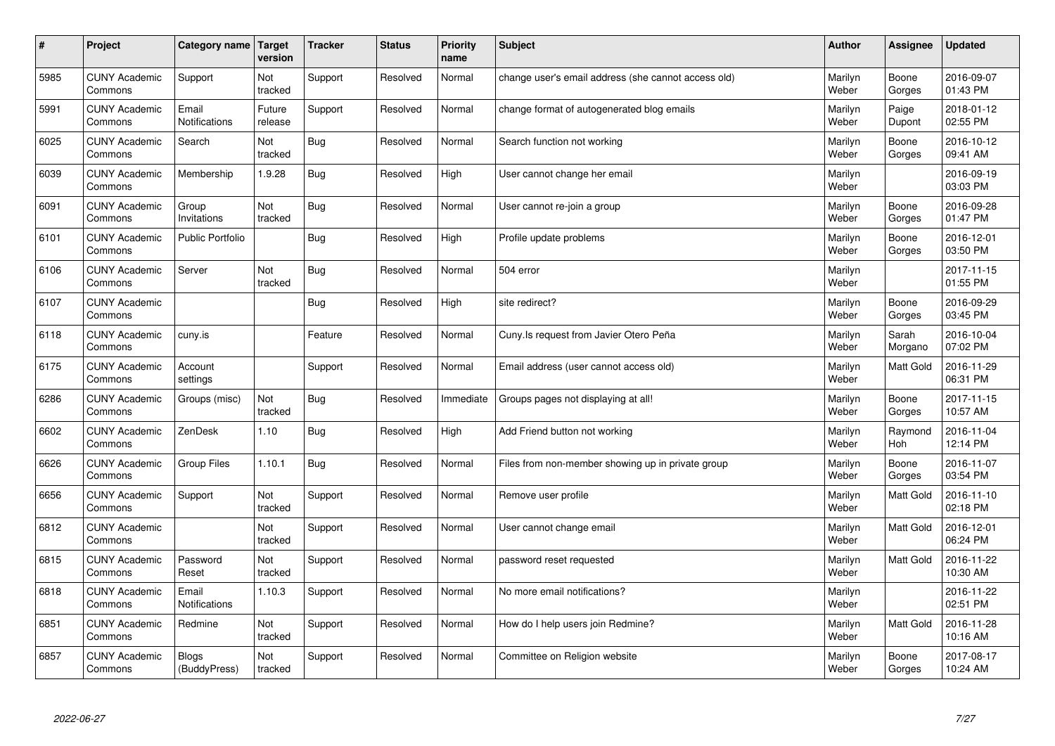| # | Project | Category name | Target version | Tracker | Status | Priority name | Subject | Author | Assignee | Updated |
|---|---|---|---|---|---|---|---|---|---|---|
| 5985 | CUNY Academic Commons | Support | Not tracked | Support | Resolved | Normal | change user's email address (she cannot access old) | Marilyn Weber | Boone Gorges | 2016-09-07 01:43 PM |
| 5991 | CUNY Academic Commons | Email Notifications | Future release | Support | Resolved | Normal | change format of autogenerated blog emails | Marilyn Weber | Paige Dupont | 2018-01-12 02:55 PM |
| 6025 | CUNY Academic Commons | Search | Not tracked | Bug | Resolved | Normal | Search function not working | Marilyn Weber | Boone Gorges | 2016-10-12 09:41 AM |
| 6039 | CUNY Academic Commons | Membership | 1.9.28 | Bug | Resolved | High | User cannot change her email | Marilyn Weber | | 2016-09-19 03:03 PM |
| 6091 | CUNY Academic Commons | Group Invitations | Not tracked | Bug | Resolved | Normal | User cannot re-join a group | Marilyn Weber | Boone Gorges | 2016-09-28 01:47 PM |
| 6101 | CUNY Academic Commons | Public Portfolio | | Bug | Resolved | High | Profile update problems | Marilyn Weber | Boone Gorges | 2016-12-01 03:50 PM |
| 6106 | CUNY Academic Commons | Server | Not tracked | Bug | Resolved | Normal | 504 error | Marilyn Weber | | 2017-11-15 01:55 PM |
| 6107 | CUNY Academic Commons | | | Bug | Resolved | High | site redirect? | Marilyn Weber | Boone Gorges | 2016-09-29 03:45 PM |
| 6118 | CUNY Academic Commons | cuny.is | | Feature | Resolved | Normal | Cuny.Is request from Javier Otero Peña | Marilyn Weber | Sarah Morgano | 2016-10-04 07:02 PM |
| 6175 | CUNY Academic Commons | Account settings | | Support | Resolved | Normal | Email address (user cannot access old) | Marilyn Weber | Matt Gold | 2016-11-29 06:31 PM |
| 6286 | CUNY Academic Commons | Groups (misc) | Not tracked | Bug | Resolved | Immediate | Groups pages not displaying at all! | Marilyn Weber | Boone Gorges | 2017-11-15 10:57 AM |
| 6602 | CUNY Academic Commons | ZenDesk | 1.10 | Bug | Resolved | High | Add Friend button not working | Marilyn Weber | Raymond Hoh | 2016-11-04 12:14 PM |
| 6626 | CUNY Academic Commons | Group Files | 1.10.1 | Bug | Resolved | Normal | Files from non-member showing up in private group | Marilyn Weber | Boone Gorges | 2016-11-07 03:54 PM |
| 6656 | CUNY Academic Commons | Support | Not tracked | Support | Resolved | Normal | Remove user profile | Marilyn Weber | Matt Gold | 2016-11-10 02:18 PM |
| 6812 | CUNY Academic Commons | | Not tracked | Support | Resolved | Normal | User cannot change email | Marilyn Weber | Matt Gold | 2016-12-01 06:24 PM |
| 6815 | CUNY Academic Commons | Password Reset | Not tracked | Support | Resolved | Normal | password reset requested | Marilyn Weber | Matt Gold | 2016-11-22 10:30 AM |
| 6818 | CUNY Academic Commons | Email Notifications | 1.10.3 | Support | Resolved | Normal | No more email notifications? | Marilyn Weber | | 2016-11-22 02:51 PM |
| 6851 | CUNY Academic Commons | Redmine | Not tracked | Support | Resolved | Normal | How do I help users join Redmine? | Marilyn Weber | Matt Gold | 2016-11-28 10:16 AM |
| 6857 | CUNY Academic Commons | Blogs (BuddyPress) | Not tracked | Support | Resolved | Normal | Committee on Religion website | Marilyn Weber | Boone Gorges | 2017-08-17 10:24 AM |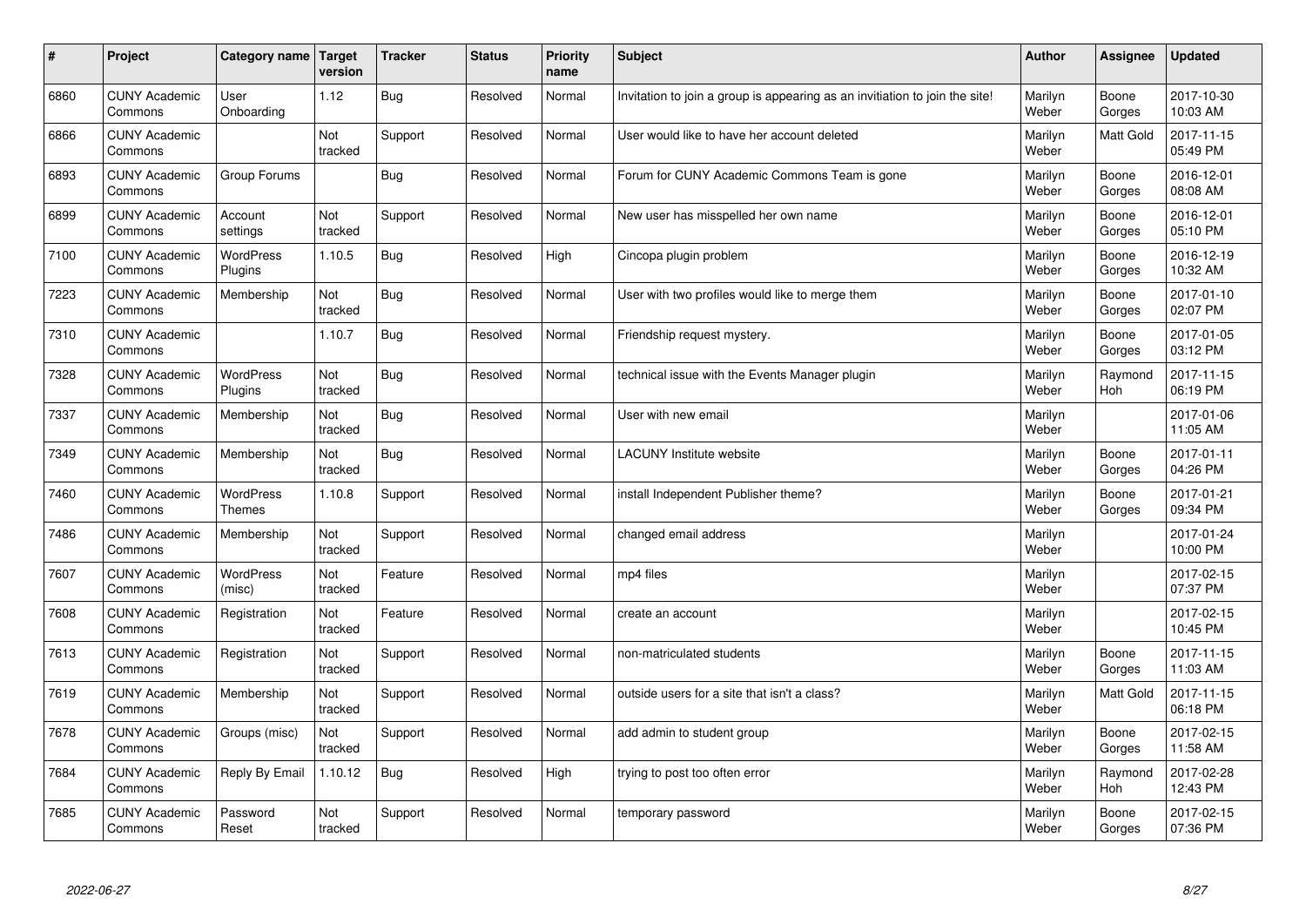| # | Project | Category name | Target version | Tracker | Status | Priority name | Subject | Author | Assignee | Updated |
|---|---|---|---|---|---|---|---|---|---|---|
| 6860 | CUNY Academic Commons | User Onboarding | 1.12 | Bug | Resolved | Normal | Invitation to join a group is appearing as an invitiation to join the site! | Marilyn Weber | Boone Gorges | 2017-10-30 10:03 AM |
| 6866 | CUNY Academic Commons | | Not tracked | Support | Resolved | Normal | User would like to have her account deleted | Marilyn Weber | Matt Gold | 2017-11-15 05:49 PM |
| 6893 | CUNY Academic Commons | Group Forums | | Bug | Resolved | Normal | Forum for CUNY Academic Commons Team is gone | Marilyn Weber | Boone Gorges | 2016-12-01 08:08 AM |
| 6899 | CUNY Academic Commons | Account settings | Not tracked | Support | Resolved | Normal | New user has misspelled her own name | Marilyn Weber | Boone Gorges | 2016-12-01 05:10 PM |
| 7100 | CUNY Academic Commons | WordPress Plugins | 1.10.5 | Bug | Resolved | High | Cincopa plugin problem | Marilyn Weber | Boone Gorges | 2016-12-19 10:32 AM |
| 7223 | CUNY Academic Commons | Membership | Not tracked | Bug | Resolved | Normal | User with two profiles would like to merge them | Marilyn Weber | Boone Gorges | 2017-01-10 02:07 PM |
| 7310 | CUNY Academic Commons | | 1.10.7 | Bug | Resolved | Normal | Friendship request mystery. | Marilyn Weber | Boone Gorges | 2017-01-05 03:12 PM |
| 7328 | CUNY Academic Commons | WordPress Plugins | Not tracked | Bug | Resolved | Normal | technical issue with the Events Manager plugin | Marilyn Weber | Raymond Hoh | 2017-11-15 06:19 PM |
| 7337 | CUNY Academic Commons | Membership | Not tracked | Bug | Resolved | Normal | User with new email | Marilyn Weber | | 2017-01-06 11:05 AM |
| 7349 | CUNY Academic Commons | Membership | Not tracked | Bug | Resolved | Normal | LACUNY Institute website | Marilyn Weber | Boone Gorges | 2017-01-11 04:26 PM |
| 7460 | CUNY Academic Commons | WordPress Themes | 1.10.8 | Support | Resolved | Normal | install Independent Publisher theme? | Marilyn Weber | Boone Gorges | 2017-01-21 09:34 PM |
| 7486 | CUNY Academic Commons | Membership | Not tracked | Support | Resolved | Normal | changed email address | Marilyn Weber | | 2017-01-24 10:00 PM |
| 7607 | CUNY Academic Commons | WordPress (misc) | Not tracked | Feature | Resolved | Normal | mp4 files | Marilyn Weber | | 2017-02-15 07:37 PM |
| 7608 | CUNY Academic Commons | Registration | Not tracked | Feature | Resolved | Normal | create an account | Marilyn Weber | | 2017-02-15 10:45 PM |
| 7613 | CUNY Academic Commons | Registration | Not tracked | Support | Resolved | Normal | non-matriculated students | Marilyn Weber | Boone Gorges | 2017-11-15 11:03 AM |
| 7619 | CUNY Academic Commons | Membership | Not tracked | Support | Resolved | Normal | outside users for a site that isn't a class? | Marilyn Weber | Matt Gold | 2017-11-15 06:18 PM |
| 7678 | CUNY Academic Commons | Groups (misc) | Not tracked | Support | Resolved | Normal | add admin to student group | Marilyn Weber | Boone Gorges | 2017-02-15 11:58 AM |
| 7684 | CUNY Academic Commons | Reply By Email | 1.10.12 | Bug | Resolved | High | trying to post too often error | Marilyn Weber | Raymond Hoh | 2017-02-28 12:43 PM |
| 7685 | CUNY Academic Commons | Password Reset | Not tracked | Support | Resolved | Normal | temporary password | Marilyn Weber | Boone Gorges | 2017-02-15 07:36 PM |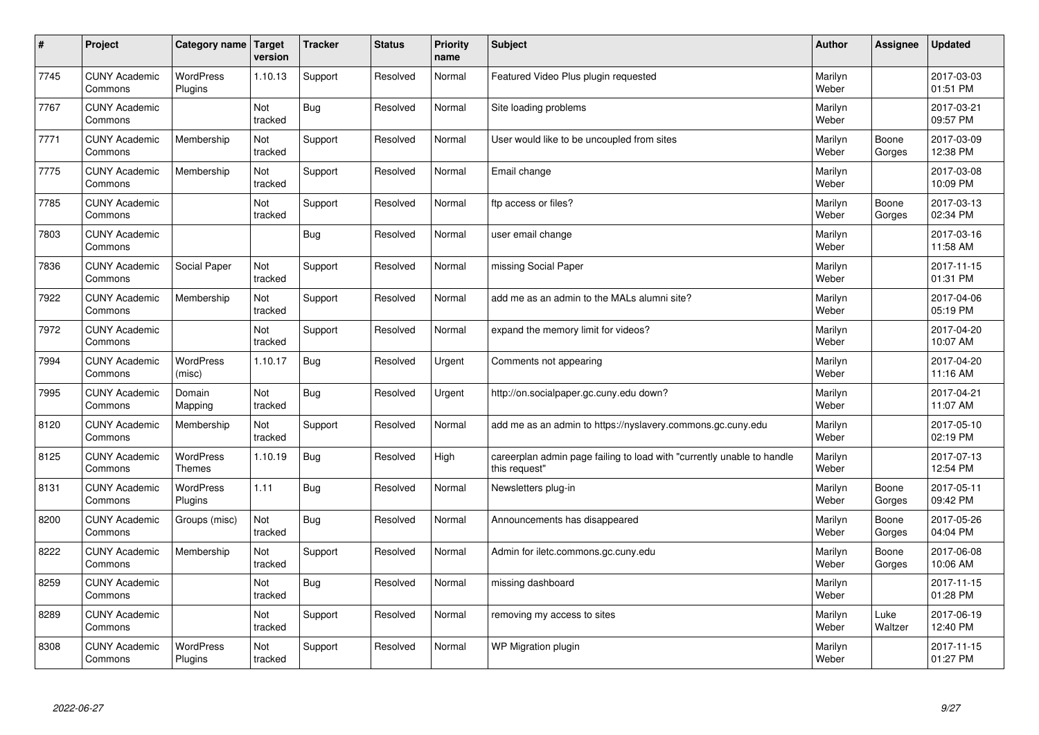| # | Project | Category name | Target version | Tracker | Status | Priority name | Subject | Author | Assignee | Updated |
|---|---|---|---|---|---|---|---|---|---|---|
| 7745 | CUNY Academic Commons | WordPress Plugins | 1.10.13 | Support | Resolved | Normal | Featured Video Plus plugin requested | Marilyn Weber | | 2017-03-03 01:51 PM |
| 7767 | CUNY Academic Commons | | Not tracked | Bug | Resolved | Normal | Site loading problems | Marilyn Weber | | 2017-03-21 09:57 PM |
| 7771 | CUNY Academic Commons | Membership | Not tracked | Support | Resolved | Normal | User would like to be uncoupled from sites | Marilyn Weber | Boone Gorges | 2017-03-09 12:38 PM |
| 7775 | CUNY Academic Commons | Membership | Not tracked | Support | Resolved | Normal | Email change | Marilyn Weber | | 2017-03-08 10:09 PM |
| 7785 | CUNY Academic Commons | | Not tracked | Support | Resolved | Normal | ftp access or files? | Marilyn Weber | Boone Gorges | 2017-03-13 02:34 PM |
| 7803 | CUNY Academic Commons | | | Bug | Resolved | Normal | user email change | Marilyn Weber | | 2017-03-16 11:58 AM |
| 7836 | CUNY Academic Commons | Social Paper | Not tracked | Support | Resolved | Normal | missing Social Paper | Marilyn Weber | | 2017-11-15 01:31 PM |
| 7922 | CUNY Academic Commons | Membership | Not tracked | Support | Resolved | Normal | add me as an admin to the MALs alumni site? | Marilyn Weber | | 2017-04-06 05:19 PM |
| 7972 | CUNY Academic Commons | | Not tracked | Support | Resolved | Normal | expand the memory limit for videos? | Marilyn Weber | | 2017-04-20 10:07 AM |
| 7994 | CUNY Academic Commons | WordPress (misc) | 1.10.17 | Bug | Resolved | Urgent | Comments not appearing | Marilyn Weber | | 2017-04-20 11:16 AM |
| 7995 | CUNY Academic Commons | Domain Mapping | Not tracked | Bug | Resolved | Urgent | http://on.socialpaper.gc.cuny.edu down? | Marilyn Weber | | 2017-04-21 11:07 AM |
| 8120 | CUNY Academic Commons | Membership | Not tracked | Support | Resolved | Normal | add me as an admin to https://nyslavery.commons.gc.cuny.edu | Marilyn Weber | | 2017-05-10 02:19 PM |
| 8125 | CUNY Academic Commons | WordPress Themes | 1.10.19 | Bug | Resolved | High | careerplan admin page failing to load with "currently unable to handle this request" | Marilyn Weber | | 2017-07-13 12:54 PM |
| 8131 | CUNY Academic Commons | WordPress Plugins | 1.11 | Bug | Resolved | Normal | Newsletters plug-in | Marilyn Weber | Boone Gorges | 2017-05-11 09:42 PM |
| 8200 | CUNY Academic Commons | Groups (misc) | Not tracked | Bug | Resolved | Normal | Announcements has disappeared | Marilyn Weber | Boone Gorges | 2017-05-26 04:04 PM |
| 8222 | CUNY Academic Commons | Membership | Not tracked | Support | Resolved | Normal | Admin for iletc.commons.gc.cuny.edu | Marilyn Weber | Boone Gorges | 2017-06-08 10:06 AM |
| 8259 | CUNY Academic Commons | | Not tracked | Bug | Resolved | Normal | missing dashboard | Marilyn Weber | | 2017-11-15 01:28 PM |
| 8289 | CUNY Academic Commons | | Not tracked | Support | Resolved | Normal | removing my access to sites | Marilyn Weber | Luke Waltzer | 2017-06-19 12:40 PM |
| 8308 | CUNY Academic Commons | WordPress Plugins | Not tracked | Support | Resolved | Normal | WP Migration plugin | Marilyn Weber | | 2017-11-15 01:27 PM |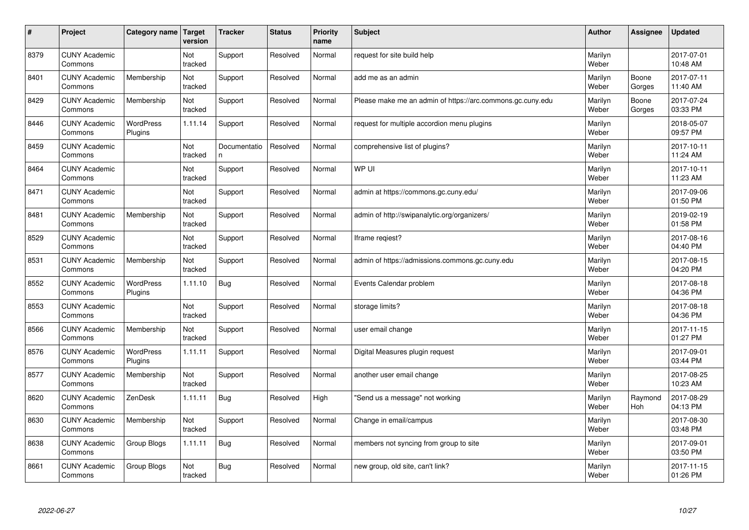| # | Project | Category name | Target version | Tracker | Status | Priority name | Subject | Author | Assignee | Updated |
|---|---|---|---|---|---|---|---|---|---|---|
| 8379 | CUNY Academic Commons | | Not tracked | Support | Resolved | Normal | request for site build help | Marilyn Weber | | 2017-07-01 10:48 AM |
| 8401 | CUNY Academic Commons | Membership | Not tracked | Support | Resolved | Normal | add me as an admin | Marilyn Weber | Boone Gorges | 2017-07-11 11:40 AM |
| 8429 | CUNY Academic Commons | Membership | Not tracked | Support | Resolved | Normal | Please make me an admin of https://arc.commons.gc.cuny.edu | Marilyn Weber | Boone Gorges | 2017-07-24 03:33 PM |
| 8446 | CUNY Academic Commons | WordPress Plugins | 1.11.14 | Support | Resolved | Normal | request for multiple accordion menu plugins | Marilyn Weber | | 2018-05-07 09:57 PM |
| 8459 | CUNY Academic Commons | | Not tracked | Documentation | Resolved | Normal | comprehensive list of plugins? | Marilyn Weber | | 2017-10-11 11:24 AM |
| 8464 | CUNY Academic Commons | | Not tracked | Support | Resolved | Normal | WP UI | Marilyn Weber | | 2017-10-11 11:23 AM |
| 8471 | CUNY Academic Commons | | Not tracked | Support | Resolved | Normal | admin at https://commons.gc.cuny.edu/ | Marilyn Weber | | 2017-09-06 01:50 PM |
| 8481 | CUNY Academic Commons | Membership | Not tracked | Support | Resolved | Normal | admin of http://swipanalytic.org/organizers/ | Marilyn Weber | | 2019-02-19 01:58 PM |
| 8529 | CUNY Academic Commons | | Not tracked | Support | Resolved | Normal | Iframe reqiest? | Marilyn Weber | | 2017-08-16 04:40 PM |
| 8531 | CUNY Academic Commons | Membership | Not tracked | Support | Resolved | Normal | admin of https://admissions.commons.gc.cuny.edu | Marilyn Weber | | 2017-08-15 04:20 PM |
| 8552 | CUNY Academic Commons | WordPress Plugins | 1.11.10 | Bug | Resolved | Normal | Events Calendar problem | Marilyn Weber | | 2017-08-18 04:36 PM |
| 8553 | CUNY Academic Commons | | Not tracked | Support | Resolved | Normal | storage limits? | Marilyn Weber | | 2017-08-18 04:36 PM |
| 8566 | CUNY Academic Commons | Membership | Not tracked | Support | Resolved | Normal | user email change | Marilyn Weber | | 2017-11-15 01:27 PM |
| 8576 | CUNY Academic Commons | WordPress Plugins | 1.11.11 | Support | Resolved | Normal | Digital Measures plugin request | Marilyn Weber | | 2017-09-01 03:44 PM |
| 8577 | CUNY Academic Commons | Membership | Not tracked | Support | Resolved | Normal | another user email change | Marilyn Weber | | 2017-08-25 10:23 AM |
| 8620 | CUNY Academic Commons | ZenDesk | 1.11.11 | Bug | Resolved | High | "Send us a message" not working | Marilyn Weber | Raymond Hoh | 2017-08-29 04:13 PM |
| 8630 | CUNY Academic Commons | Membership | Not tracked | Support | Resolved | Normal | Change in email/campus | Marilyn Weber | | 2017-08-30 03:48 PM |
| 8638 | CUNY Academic Commons | Group Blogs | 1.11.11 | Bug | Resolved | Normal | members not syncing from group to site | Marilyn Weber | | 2017-09-01 03:50 PM |
| 8661 | CUNY Academic Commons | Group Blogs | Not tracked | Bug | Resolved | Normal | new group, old site, can't link? | Marilyn Weber | | 2017-11-15 01:26 PM |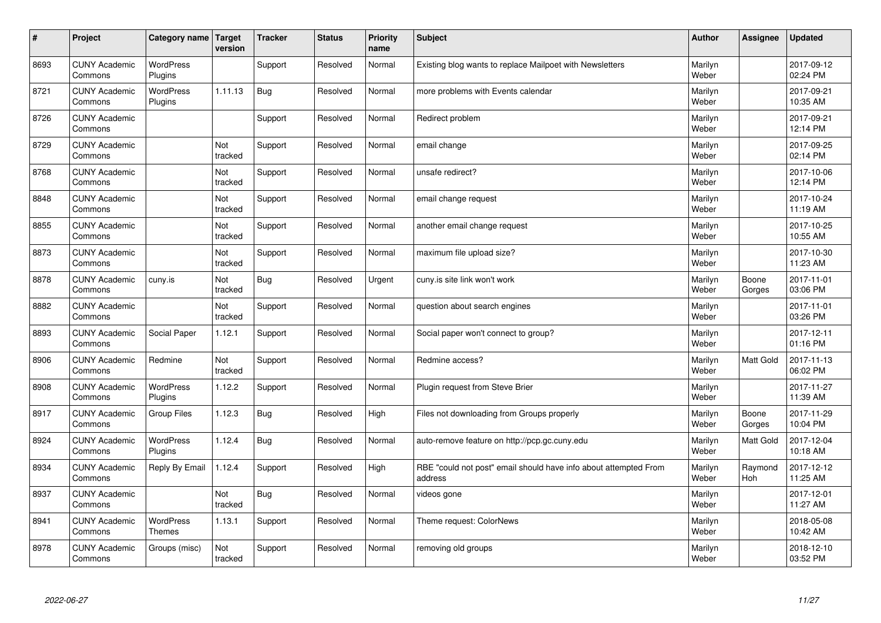| # | Project | Category name | Target version | Tracker | Status | Priority name | Subject | Author | Assignee | Updated |
|---|---|---|---|---|---|---|---|---|---|---|
| 8693 | CUNY Academic Commons | WordPress Plugins | | Support | Resolved | Normal | Existing blog wants to replace Mailpoet with Newsletters | Marilyn Weber | | 2017-09-12 02:24 PM |
| 8721 | CUNY Academic Commons | WordPress Plugins | 1.11.13 | Bug | Resolved | Normal | more problems with Events calendar | Marilyn Weber | | 2017-09-21 10:35 AM |
| 8726 | CUNY Academic Commons | | | Support | Resolved | Normal | Redirect problem | Marilyn Weber | | 2017-09-21 12:14 PM |
| 8729 | CUNY Academic Commons | | Not tracked | Support | Resolved | Normal | email change | Marilyn Weber | | 2017-09-25 02:14 PM |
| 8768 | CUNY Academic Commons | | Not tracked | Support | Resolved | Normal | unsafe redirect? | Marilyn Weber | | 2017-10-06 12:14 PM |
| 8848 | CUNY Academic Commons | | Not tracked | Support | Resolved | Normal | email change request | Marilyn Weber | | 2017-10-24 11:19 AM |
| 8855 | CUNY Academic Commons | | Not tracked | Support | Resolved | Normal | another email change request | Marilyn Weber | | 2017-10-25 10:55 AM |
| 8873 | CUNY Academic Commons | | Not tracked | Support | Resolved | Normal | maximum file upload size? | Marilyn Weber | | 2017-10-30 11:23 AM |
| 8878 | CUNY Academic Commons | cuny.is | Not tracked | Bug | Resolved | Urgent | cuny.is site link won't work | Marilyn Weber | Boone Gorges | 2017-11-01 03:06 PM |
| 8882 | CUNY Academic Commons | | Not tracked | Support | Resolved | Normal | question about search engines | Marilyn Weber | | 2017-11-01 03:26 PM |
| 8893 | CUNY Academic Commons | Social Paper | 1.12.1 | Support | Resolved | Normal | Social paper won't connect to group? | Marilyn Weber | | 2017-12-11 01:16 PM |
| 8906 | CUNY Academic Commons | Redmine | Not tracked | Support | Resolved | Normal | Redmine access? | Marilyn Weber | Matt Gold | 2017-11-13 06:02 PM |
| 8908 | CUNY Academic Commons | WordPress Plugins | 1.12.2 | Support | Resolved | Normal | Plugin request from Steve Brier | Marilyn Weber | | 2017-11-27 11:39 AM |
| 8917 | CUNY Academic Commons | Group Files | 1.12.3 | Bug | Resolved | High | Files not downloading from Groups properly | Marilyn Weber | Boone Gorges | 2017-11-29 10:04 PM |
| 8924 | CUNY Academic Commons | WordPress Plugins | 1.12.4 | Bug | Resolved | Normal | auto-remove feature on http://pcp.gc.cuny.edu | Marilyn Weber | Matt Gold | 2017-12-04 10:18 AM |
| 8934 | CUNY Academic Commons | Reply By Email | 1.12.4 | Support | Resolved | High | RBE "could not post" email should have info about attempted From address | Marilyn Weber | Raymond Hoh | 2017-12-12 11:25 AM |
| 8937 | CUNY Academic Commons | | Not tracked | Bug | Resolved | Normal | videos gone | Marilyn Weber | | 2017-12-01 11:27 AM |
| 8941 | CUNY Academic Commons | WordPress Themes | 1.13.1 | Support | Resolved | Normal | Theme request: ColorNews | Marilyn Weber | | 2018-05-08 10:42 AM |
| 8978 | CUNY Academic Commons | Groups (misc) | Not tracked | Support | Resolved | Normal | removing old groups | Marilyn Weber | | 2018-12-10 03:52 PM |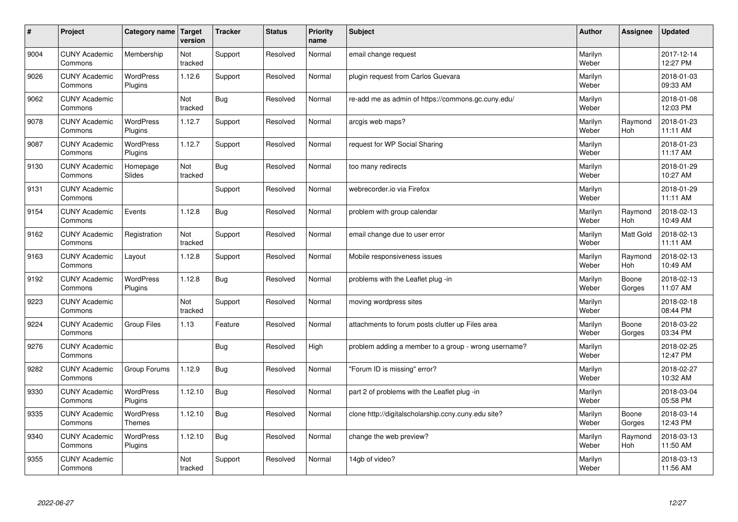| # | Project | Category name | Target version | Tracker | Status | Priority name | Subject | Author | Assignee | Updated |
|---|---|---|---|---|---|---|---|---|---|---|
| 9004 | CUNY Academic Commons | Membership | Not tracked | Support | Resolved | Normal | email change request | Marilyn Weber | | 2017-12-14 12:27 PM |
| 9026 | CUNY Academic Commons | WordPress Plugins | 1.12.6 | Support | Resolved | Normal | plugin request from Carlos Guevara | Marilyn Weber | | 2018-01-03 09:33 AM |
| 9062 | CUNY Academic Commons | | Not tracked | Bug | Resolved | Normal | re-add me as admin of https://commons.gc.cuny.edu/ | Marilyn Weber | | 2018-01-08 12:03 PM |
| 9078 | CUNY Academic Commons | WordPress Plugins | 1.12.7 | Support | Resolved | Normal | arcgis web maps? | Marilyn Weber | Raymond Hoh | 2018-01-23 11:11 AM |
| 9087 | CUNY Academic Commons | WordPress Plugins | 1.12.7 | Support | Resolved | Normal | request for WP Social Sharing | Marilyn Weber | | 2018-01-23 11:17 AM |
| 9130 | CUNY Academic Commons | Homepage Slides | Not tracked | Bug | Resolved | Normal | too many redirects | Marilyn Weber | | 2018-01-29 10:27 AM |
| 9131 | CUNY Academic Commons | | | Support | Resolved | Normal | webrecorder.io via Firefox | Marilyn Weber | | 2018-01-29 11:11 AM |
| 9154 | CUNY Academic Commons | Events | 1.12.8 | Bug | Resolved | Normal | problem with group calendar | Marilyn Weber | Raymond Hoh | 2018-02-13 10:49 AM |
| 9162 | CUNY Academic Commons | Registration | Not tracked | Support | Resolved | Normal | email change due to user error | Marilyn Weber | Matt Gold | 2018-02-13 11:11 AM |
| 9163 | CUNY Academic Commons | Layout | 1.12.8 | Support | Resolved | Normal | Mobile responsiveness issues | Marilyn Weber | Raymond Hoh | 2018-02-13 10:49 AM |
| 9192 | CUNY Academic Commons | WordPress Plugins | 1.12.8 | Bug | Resolved | Normal | problems with the Leaflet plug -in | Marilyn Weber | Boone Gorges | 2018-02-13 11:07 AM |
| 9223 | CUNY Academic Commons | | Not tracked | Support | Resolved | Normal | moving wordpress sites | Marilyn Weber | | 2018-02-18 08:44 PM |
| 9224 | CUNY Academic Commons | Group Files | 1.13 | Feature | Resolved | Normal | attachments to forum posts clutter up Files area | Marilyn Weber | Boone Gorges | 2018-03-22 03:34 PM |
| 9276 | CUNY Academic Commons | | | Bug | Resolved | High | problem adding a member to a group - wrong username? | Marilyn Weber | | 2018-02-25 12:47 PM |
| 9282 | CUNY Academic Commons | Group Forums | 1.12.9 | Bug | Resolved | Normal | "Forum ID is missing" error? | Marilyn Weber | | 2018-02-27 10:32 AM |
| 9330 | CUNY Academic Commons | WordPress Plugins | 1.12.10 | Bug | Resolved | Normal | part 2 of problems with the Leaflet plug -in | Marilyn Weber | | 2018-03-04 05:58 PM |
| 9335 | CUNY Academic Commons | WordPress Themes | 1.12.10 | Bug | Resolved | Normal | clone http://digitalscholarship.ccny.cuny.edu site? | Marilyn Weber | Boone Gorges | 2018-03-14 12:43 PM |
| 9340 | CUNY Academic Commons | WordPress Plugins | 1.12.10 | Bug | Resolved | Normal | change the web preview? | Marilyn Weber | Raymond Hoh | 2018-03-13 11:50 AM |
| 9355 | CUNY Academic Commons | | Not tracked | Support | Resolved | Normal | 14gb of video? | Marilyn Weber | | 2018-03-13 11:56 AM |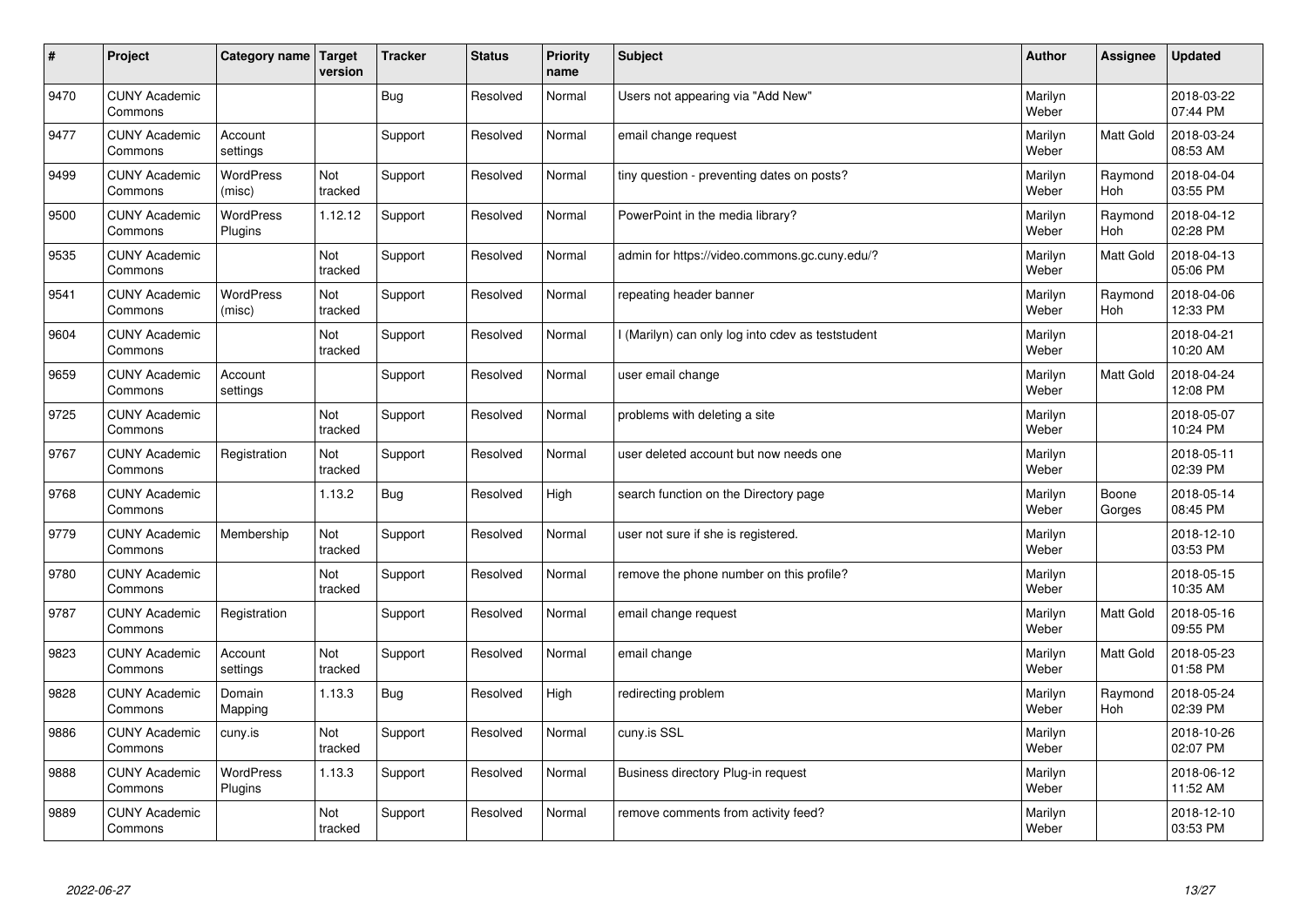| # | Project | Category name | Target version | Tracker | Status | Priority name | Subject | Author | Assignee | Updated |
|---|---|---|---|---|---|---|---|---|---|---|
| 9470 | CUNY Academic Commons | | | Bug | Resolved | Normal | Users not appearing via "Add New" | Marilyn Weber | | 2018-03-22 07:44 PM |
| 9477 | CUNY Academic Commons | Account settings | | Support | Resolved | Normal | email change request | Marilyn Weber | Matt Gold | 2018-03-24 08:53 AM |
| 9499 | CUNY Academic Commons | WordPress (misc) | Not tracked | Support | Resolved | Normal | tiny question - preventing dates on posts? | Marilyn Weber | Raymond Hoh | 2018-04-04 03:55 PM |
| 9500 | CUNY Academic Commons | WordPress Plugins | 1.12.12 | Support | Resolved | Normal | PowerPoint in the media library? | Marilyn Weber | Raymond Hoh | 2018-04-12 02:28 PM |
| 9535 | CUNY Academic Commons | | Not tracked | Support | Resolved | Normal | admin for https://video.commons.gc.cuny.edu/? | Marilyn Weber | Matt Gold | 2018-04-13 05:06 PM |
| 9541 | CUNY Academic Commons | WordPress (misc) | Not tracked | Support | Resolved | Normal | repeating header banner | Marilyn Weber | Raymond Hoh | 2018-04-06 12:33 PM |
| 9604 | CUNY Academic Commons | | Not tracked | Support | Resolved | Normal | I (Marilyn) can only log into cdev as teststudent | Marilyn Weber | | 2018-04-21 10:20 AM |
| 9659 | CUNY Academic Commons | Account settings | | Support | Resolved | Normal | user email change | Marilyn Weber | Matt Gold | 2018-04-24 12:08 PM |
| 9725 | CUNY Academic Commons | | Not tracked | Support | Resolved | Normal | problems with deleting a site | Marilyn Weber | | 2018-05-07 10:24 PM |
| 9767 | CUNY Academic Commons | Registration | Not tracked | Support | Resolved | Normal | user deleted account but now needs one | Marilyn Weber | | 2018-05-11 02:39 PM |
| 9768 | CUNY Academic Commons | | 1.13.2 | Bug | Resolved | High | search function on the Directory page | Marilyn Weber | Boone Gorges | 2018-05-14 08:45 PM |
| 9779 | CUNY Academic Commons | Membership | Not tracked | Support | Resolved | Normal | user not sure if she is registered. | Marilyn Weber | | 2018-12-10 03:53 PM |
| 9780 | CUNY Academic Commons | | Not tracked | Support | Resolved | Normal | remove the phone number on this profile? | Marilyn Weber | | 2018-05-15 10:35 AM |
| 9787 | CUNY Academic Commons | Registration | | Support | Resolved | Normal | email change request | Marilyn Weber | Matt Gold | 2018-05-16 09:55 PM |
| 9823 | CUNY Academic Commons | Account settings | Not tracked | Support | Resolved | Normal | email change | Marilyn Weber | Matt Gold | 2018-05-23 01:58 PM |
| 9828 | CUNY Academic Commons | Domain Mapping | 1.13.3 | Bug | Resolved | High | redirecting problem | Marilyn Weber | Raymond Hoh | 2018-05-24 02:39 PM |
| 9886 | CUNY Academic Commons | cuny.is | Not tracked | Support | Resolved | Normal | cuny.is SSL | Marilyn Weber | | 2018-10-26 02:07 PM |
| 9888 | CUNY Academic Commons | WordPress Plugins | 1.13.3 | Support | Resolved | Normal | Business directory Plug-in request | Marilyn Weber | | 2018-06-12 11:52 AM |
| 9889 | CUNY Academic Commons | | Not tracked | Support | Resolved | Normal | remove comments from activity feed? | Marilyn Weber | | 2018-12-10 03:53 PM |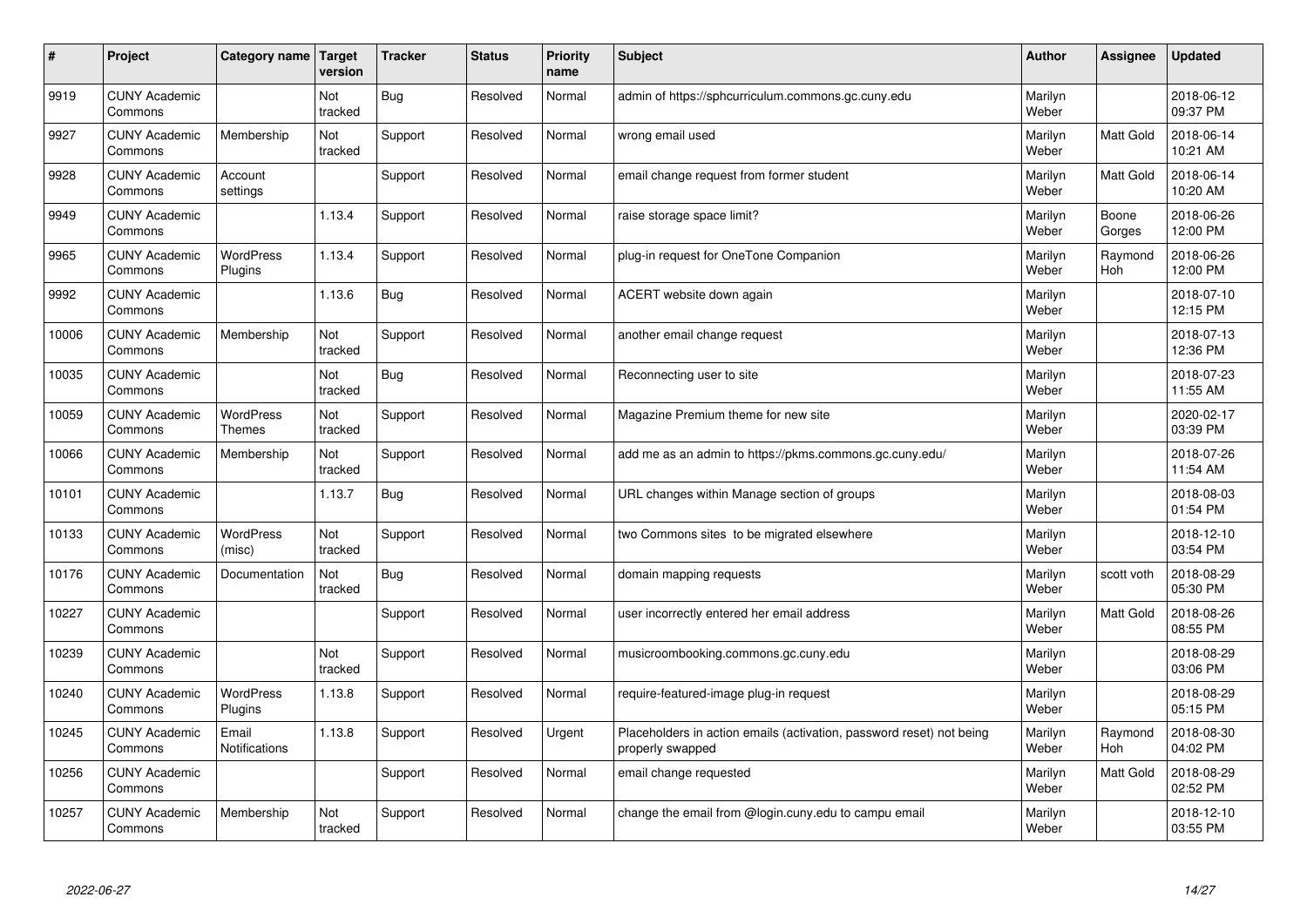| # | Project | Category name | Target version | Tracker | Status | Priority name | Subject | Author | Assignee | Updated |
|---|---|---|---|---|---|---|---|---|---|---|
| 9919 | CUNY Academic Commons | | Not tracked | Bug | Resolved | Normal | admin of https://sphcurriculum.commons.gc.cuny.edu | Marilyn Weber | | 2018-06-12 09:37 PM |
| 9927 | CUNY Academic Commons | Membership | Not tracked | Support | Resolved | Normal | wrong email used | Marilyn Weber | Matt Gold | 2018-06-14 10:21 AM |
| 9928 | CUNY Academic Commons | Account settings | | Support | Resolved | Normal | email change request from former student | Marilyn Weber | Matt Gold | 2018-06-14 10:20 AM |
| 9949 | CUNY Academic Commons | | 1.13.4 | Support | Resolved | Normal | raise storage space limit? | Marilyn Weber | Boone Gorges | 2018-06-26 12:00 PM |
| 9965 | CUNY Academic Commons | WordPress Plugins | 1.13.4 | Support | Resolved | Normal | plug-in request for OneTone Companion | Marilyn Weber | Raymond Hoh | 2018-06-26 12:00 PM |
| 9992 | CUNY Academic Commons | | 1.13.6 | Bug | Resolved | Normal | ACERT website down again | Marilyn Weber | | 2018-07-10 12:15 PM |
| 10006 | CUNY Academic Commons | Membership | Not tracked | Support | Resolved | Normal | another email change request | Marilyn Weber | | 2018-07-13 12:36 PM |
| 10035 | CUNY Academic Commons | | Not tracked | Bug | Resolved | Normal | Reconnecting user to site | Marilyn Weber | | 2018-07-23 11:55 AM |
| 10059 | CUNY Academic Commons | WordPress Themes | Not tracked | Support | Resolved | Normal | Magazine Premium theme for new site | Marilyn Weber | | 2020-02-17 03:39 PM |
| 10066 | CUNY Academic Commons | Membership | Not tracked | Support | Resolved | Normal | add me as an admin to https://pkms.commons.gc.cuny.edu/ | Marilyn Weber | | 2018-07-26 11:54 AM |
| 10101 | CUNY Academic Commons | | 1.13.7 | Bug | Resolved | Normal | URL changes within Manage section of groups | Marilyn Weber | | 2018-08-03 01:54 PM |
| 10133 | CUNY Academic Commons | WordPress (misc) | Not tracked | Support | Resolved | Normal | two Commons sites to be migrated elsewhere | Marilyn Weber | | 2018-12-10 03:54 PM |
| 10176 | CUNY Academic Commons | Documentation | Not tracked | Bug | Resolved | Normal | domain mapping requests | Marilyn Weber | scott voth | 2018-08-29 05:30 PM |
| 10227 | CUNY Academic Commons | | | Support | Resolved | Normal | user incorrectly entered her email address | Marilyn Weber | Matt Gold | 2018-08-26 08:55 PM |
| 10239 | CUNY Academic Commons | | Not tracked | Support | Resolved | Normal | musicroombooking.commons.gc.cuny.edu | Marilyn Weber | | 2018-08-29 03:06 PM |
| 10240 | CUNY Academic Commons | WordPress Plugins | 1.13.8 | Support | Resolved | Normal | require-featured-image plug-in request | Marilyn Weber | | 2018-08-29 05:15 PM |
| 10245 | CUNY Academic Commons | Email Notifications | 1.13.8 | Support | Resolved | Urgent | Placeholders in action emails (activation, password reset) not being properly swapped | Marilyn Weber | Raymond Hoh | 2018-08-30 04:02 PM |
| 10256 | CUNY Academic Commons | | | Support | Resolved | Normal | email change requested | Marilyn Weber | Matt Gold | 2018-08-29 02:52 PM |
| 10257 | CUNY Academic Commons | Membership | Not tracked | Support | Resolved | Normal | change the email from @login.cuny.edu to campu email | Marilyn Weber | | 2018-12-10 03:55 PM |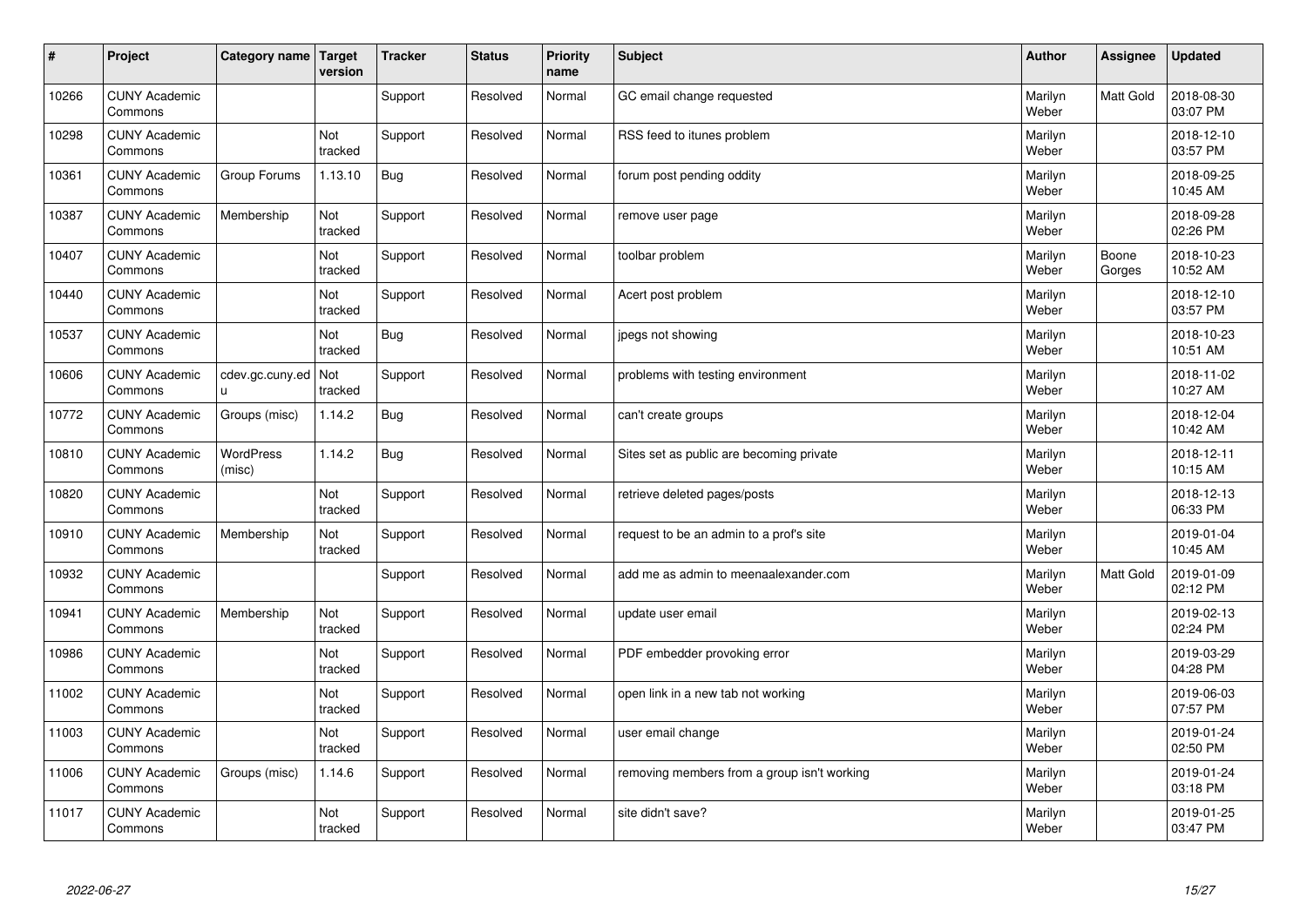| # | Project | Category name | Target version | Tracker | Status | Priority name | Subject | Author | Assignee | Updated |
|---|---|---|---|---|---|---|---|---|---|---|
| 10266 | CUNY Academic Commons | | | Support | Resolved | Normal | GC email change requested | Marilyn Weber | Matt Gold | 2018-08-30 03:07 PM |
| 10298 | CUNY Academic Commons | | Not tracked | Support | Resolved | Normal | RSS feed to itunes problem | Marilyn Weber | | 2018-12-10 03:57 PM |
| 10361 | CUNY Academic Commons | Group Forums | 1.13.10 | Bug | Resolved | Normal | forum post pending oddity | Marilyn Weber | | 2018-09-25 10:45 AM |
| 10387 | CUNY Academic Commons | Membership | Not tracked | Support | Resolved | Normal | remove user page | Marilyn Weber | | 2018-09-28 02:26 PM |
| 10407 | CUNY Academic Commons | | Not tracked | Support | Resolved | Normal | toolbar problem | Marilyn Weber | Boone Gorges | 2018-10-23 10:52 AM |
| 10440 | CUNY Academic Commons | | Not tracked | Support | Resolved | Normal | Acert post problem | Marilyn Weber | | 2018-12-10 03:57 PM |
| 10537 | CUNY Academic Commons | | Not tracked | Bug | Resolved | Normal | jpegs not showing | Marilyn Weber | | 2018-10-23 10:51 AM |
| 10606 | CUNY Academic Commons | cdev.gc.cuny.edu | Not tracked | Support | Resolved | Normal | problems with testing environment | Marilyn Weber | | 2018-11-02 10:27 AM |
| 10772 | CUNY Academic Commons | Groups (misc) | 1.14.2 | Bug | Resolved | Normal | can't create groups | Marilyn Weber | | 2018-12-04 10:42 AM |
| 10810 | CUNY Academic Commons | WordPress (misc) | 1.14.2 | Bug | Resolved | Normal | Sites set as public are becoming private | Marilyn Weber | | 2018-12-11 10:15 AM |
| 10820 | CUNY Academic Commons | | Not tracked | Support | Resolved | Normal | retrieve deleted pages/posts | Marilyn Weber | | 2018-12-13 06:33 PM |
| 10910 | CUNY Academic Commons | Membership | Not tracked | Support | Resolved | Normal | request to be an admin to a prof's site | Marilyn Weber | | 2019-01-04 10:45 AM |
| 10932 | CUNY Academic Commons | | | Support | Resolved | Normal | add me as admin to meenaalexander.com | Marilyn Weber | Matt Gold | 2019-01-09 02:12 PM |
| 10941 | CUNY Academic Commons | Membership | Not tracked | Support | Resolved | Normal | update user email | Marilyn Weber | | 2019-02-13 02:24 PM |
| 10986 | CUNY Academic Commons | | Not tracked | Support | Resolved | Normal | PDF embedder provoking error | Marilyn Weber | | 2019-03-29 04:28 PM |
| 11002 | CUNY Academic Commons | | Not tracked | Support | Resolved | Normal | open link in a new tab not working | Marilyn Weber | | 2019-06-03 07:57 PM |
| 11003 | CUNY Academic Commons | | Not tracked | Support | Resolved | Normal | user email change | Marilyn Weber | | 2019-01-24 02:50 PM |
| 11006 | CUNY Academic Commons | Groups (misc) | 1.14.6 | Support | Resolved | Normal | removing members from a group isn't working | Marilyn Weber | | 2019-01-24 03:18 PM |
| 11017 | CUNY Academic Commons | | Not tracked | Support | Resolved | Normal | site didn't save? | Marilyn Weber | | 2019-01-25 03:47 PM |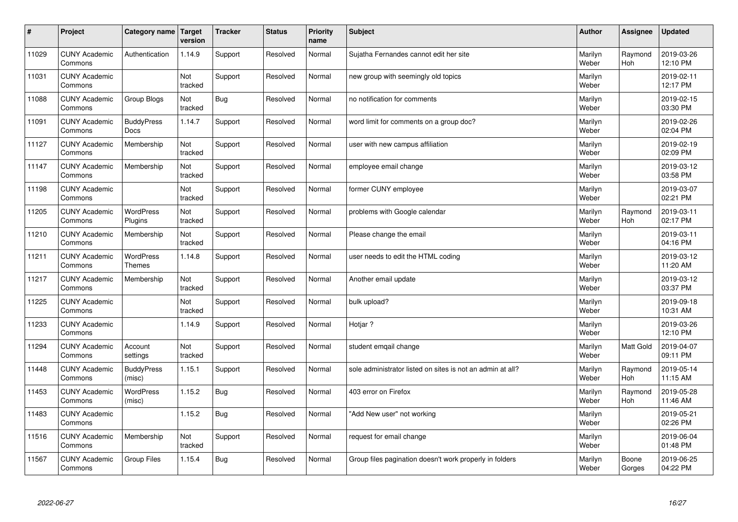| # | Project | Category name | Target version | Tracker | Status | Priority name | Subject | Author | Assignee | Updated |
|---|---|---|---|---|---|---|---|---|---|---|
| 11029 | CUNY Academic Commons | Authentication | 1.14.9 | Support | Resolved | Normal | Sujatha Fernandes cannot edit her site | Marilyn Weber | Raymond Hoh | 2019-03-26 12:10 PM |
| 11031 | CUNY Academic Commons | | Not tracked | Support | Resolved | Normal | new group with seemingly old topics | Marilyn Weber | | 2019-02-11 12:17 PM |
| 11088 | CUNY Academic Commons | Group Blogs | Not tracked | Bug | Resolved | Normal | no notification for comments | Marilyn Weber | | 2019-02-15 03:30 PM |
| 11091 | CUNY Academic Commons | BuddyPress Docs | 1.14.7 | Support | Resolved | Normal | word limit for comments on a group doc? | Marilyn Weber | | 2019-02-26 02:04 PM |
| 11127 | CUNY Academic Commons | Membership | Not tracked | Support | Resolved | Normal | user with new campus affiliation | Marilyn Weber | | 2019-02-19 02:09 PM |
| 11147 | CUNY Academic Commons | Membership | Not tracked | Support | Resolved | Normal | employee email change | Marilyn Weber | | 2019-03-12 03:58 PM |
| 11198 | CUNY Academic Commons | | Not tracked | Support | Resolved | Normal | former CUNY employee | Marilyn Weber | | 2019-03-07 02:21 PM |
| 11205 | CUNY Academic Commons | WordPress Plugins | Not tracked | Support | Resolved | Normal | problems with Google calendar | Marilyn Weber | Raymond Hoh | 2019-03-11 02:17 PM |
| 11210 | CUNY Academic Commons | Membership | Not tracked | Support | Resolved | Normal | Please change the email | Marilyn Weber | | 2019-03-11 04:16 PM |
| 11211 | CUNY Academic Commons | WordPress Themes | 1.14.8 | Support | Resolved | Normal | user needs to edit the HTML coding | Marilyn Weber | | 2019-03-12 11:20 AM |
| 11217 | CUNY Academic Commons | Membership | Not tracked | Support | Resolved | Normal | Another email update | Marilyn Weber | | 2019-03-12 03:37 PM |
| 11225 | CUNY Academic Commons | | Not tracked | Support | Resolved | Normal | bulk upload? | Marilyn Weber | | 2019-09-18 10:31 AM |
| 11233 | CUNY Academic Commons | | 1.14.9 | Support | Resolved | Normal | Hotjar ? | Marilyn Weber | | 2019-03-26 12:10 PM |
| 11294 | CUNY Academic Commons | Account settings | Not tracked | Support | Resolved | Normal | student emqail change | Marilyn Weber | Matt Gold | 2019-04-07 09:11 PM |
| 11448 | CUNY Academic Commons | BuddyPress (misc) | 1.15.1 | Support | Resolved | Normal | sole administrator listed on sites is not an admin at all? | Marilyn Weber | Raymond Hoh | 2019-05-14 11:15 AM |
| 11453 | CUNY Academic Commons | WordPress (misc) | 1.15.2 | Bug | Resolved | Normal | 403 error on Firefox | Marilyn Weber | Raymond Hoh | 2019-05-28 11:46 AM |
| 11483 | CUNY Academic Commons | | 1.15.2 | Bug | Resolved | Normal | "Add New user" not working | Marilyn Weber | | 2019-05-21 02:26 PM |
| 11516 | CUNY Academic Commons | Membership | Not tracked | Support | Resolved | Normal | request for email change | Marilyn Weber | | 2019-06-04 01:48 PM |
| 11567 | CUNY Academic Commons | Group Files | 1.15.4 | Bug | Resolved | Normal | Group files pagination doesn't work properly in folders | Marilyn Weber | Boone Gorges | 2019-06-25 04:22 PM |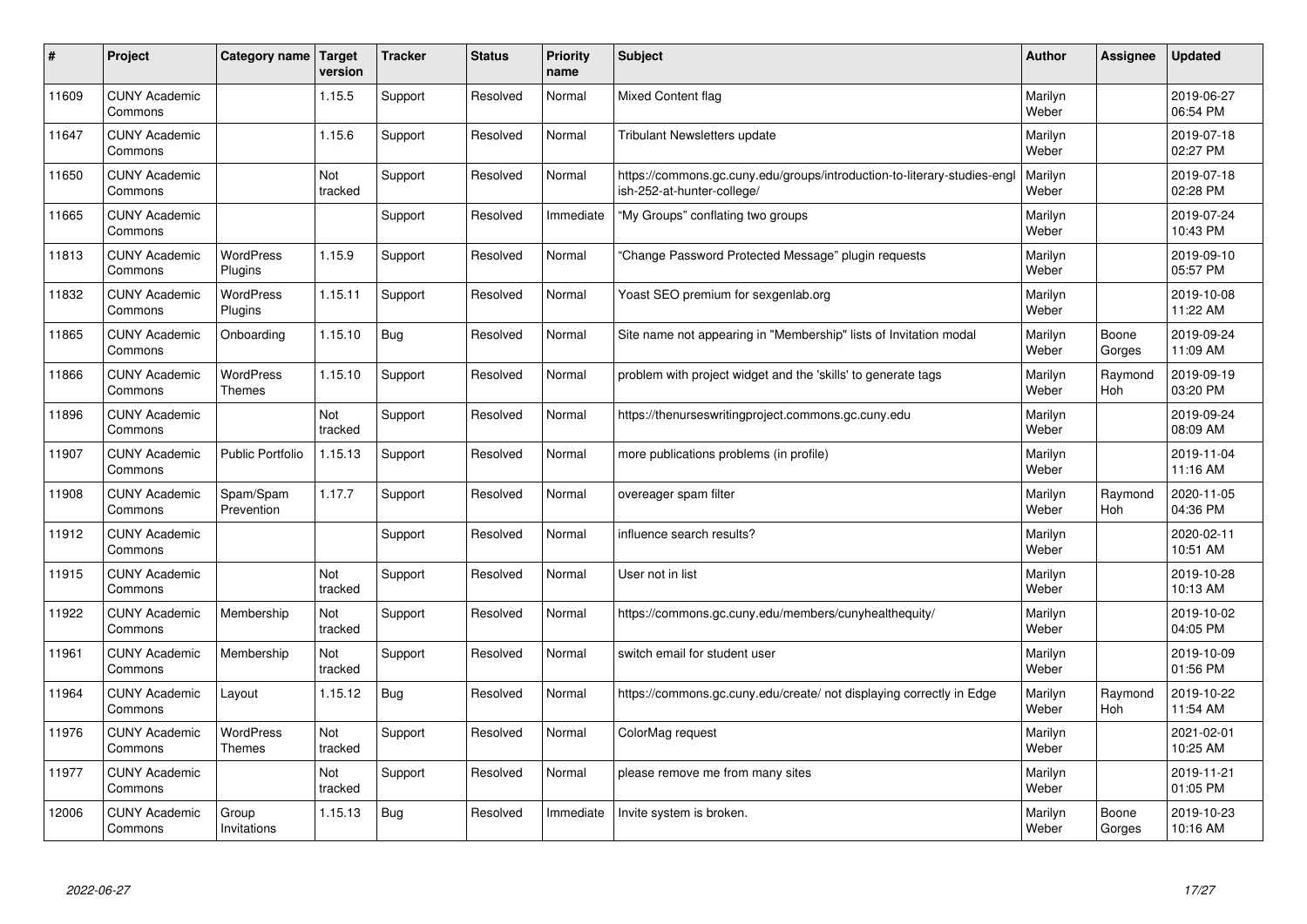| # | Project | Category name | Target version | Tracker | Status | Priority name | Subject | Author | Assignee | Updated |
|---|---|---|---|---|---|---|---|---|---|---|
| 11609 | CUNY Academic Commons | | 1.15.5 | Support | Resolved | Normal | Mixed Content flag | Marilyn Weber | | 2019-06-27 06:54 PM |
| 11647 | CUNY Academic Commons | | 1.15.6 | Support | Resolved | Normal | Tribulant Newsletters update | Marilyn Weber | | 2019-07-18 02:27 PM |
| 11650 | CUNY Academic Commons | | Not tracked | Support | Resolved | Normal | https://commons.gc.cuny.edu/groups/introduction-to-literary-studies-english-252-at-hunter-college/ | Marilyn Weber | | 2019-07-18 02:28 PM |
| 11665 | CUNY Academic Commons | | | Support | Resolved | Immediate | "My Groups" conflating two groups | Marilyn Weber | | 2019-07-24 10:43 PM |
| 11813 | CUNY Academic Commons | WordPress Plugins | 1.15.9 | Support | Resolved | Normal | "Change Password Protected Message" plugin requests | Marilyn Weber | | 2019-09-10 05:57 PM |
| 11832 | CUNY Academic Commons | WordPress Plugins | 1.15.11 | Support | Resolved | Normal | Yoast SEO premium for sexgenlab.org | Marilyn Weber | | 2019-10-08 11:22 AM |
| 11865 | CUNY Academic Commons | Onboarding | 1.15.10 | Bug | Resolved | Normal | Site name not appearing in "Membership" lists of Invitation modal | Marilyn Weber | Boone Gorges | 2019-09-24 11:09 AM |
| 11866 | CUNY Academic Commons | WordPress Themes | 1.15.10 | Support | Resolved | Normal | problem with project widget and the 'skills' to generate tags | Marilyn Weber | Raymond Hoh | 2019-09-19 03:20 PM |
| 11896 | CUNY Academic Commons | | Not tracked | Support | Resolved | Normal | https://thenurseswritingproject.commons.gc.cuny.edu | Marilyn Weber | | 2019-09-24 08:09 AM |
| 11907 | CUNY Academic Commons | Public Portfolio | 1.15.13 | Support | Resolved | Normal | more publications problems (in profile) | Marilyn Weber | | 2019-11-04 11:16 AM |
| 11908 | CUNY Academic Commons | Spam/Spam Prevention | 1.17.7 | Support | Resolved | Normal | overeager spam filter | Marilyn Weber | Raymond Hoh | 2020-11-05 04:36 PM |
| 11912 | CUNY Academic Commons | | | Support | Resolved | Normal | influence search results? | Marilyn Weber | | 2020-02-11 10:51 AM |
| 11915 | CUNY Academic Commons | | Not tracked | Support | Resolved | Normal | User not in list | Marilyn Weber | | 2019-10-28 10:13 AM |
| 11922 | CUNY Academic Commons | Membership | Not tracked | Support | Resolved | Normal | https://commons.gc.cuny.edu/members/cunyhealthequity/ | Marilyn Weber | | 2019-10-02 04:05 PM |
| 11961 | CUNY Academic Commons | Membership | Not tracked | Support | Resolved | Normal | switch email for student user | Marilyn Weber | | 2019-10-09 01:56 PM |
| 11964 | CUNY Academic Commons | Layout | 1.15.12 | Bug | Resolved | Normal | https://commons.gc.cuny.edu/create/ not displaying correctly in Edge | Marilyn Weber | Raymond Hoh | 2019-10-22 11:54 AM |
| 11976 | CUNY Academic Commons | WordPress Themes | Not tracked | Support | Resolved | Normal | ColorMag request | Marilyn Weber | | 2021-02-01 10:25 AM |
| 11977 | CUNY Academic Commons | | Not tracked | Support | Resolved | Normal | please remove me from many sites | Marilyn Weber | | 2019-11-21 01:05 PM |
| 12006 | CUNY Academic Commons | Group Invitations | 1.15.13 | Bug | Resolved | Immediate | Invite system is broken. | Marilyn Weber | Boone Gorges | 2019-10-23 10:16 AM |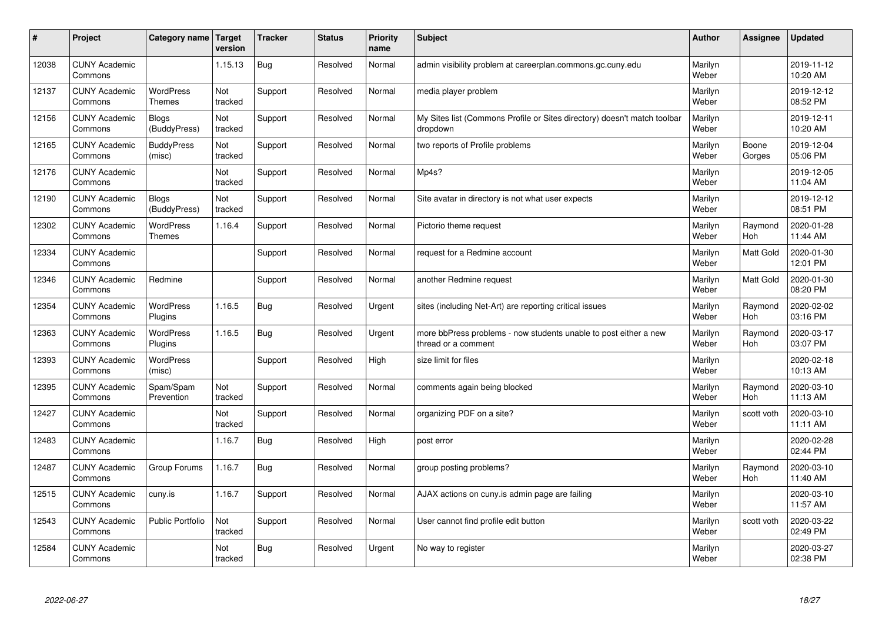| # | Project | Category name | Target version | Tracker | Status | Priority name | Subject | Author | Assignee | Updated |
|---|---|---|---|---|---|---|---|---|---|---|
| 12038 | CUNY Academic Commons | | 1.15.13 | Bug | Resolved | Normal | admin visibility problem at careerplan.commons.gc.cuny.edu | Marilyn Weber | | 2019-11-12 10:20 AM |
| 12137 | CUNY Academic Commons | WordPress Themes | Not tracked | Support | Resolved | Normal | media player problem | Marilyn Weber | | 2019-12-12 08:52 PM |
| 12156 | CUNY Academic Commons | Blogs (BuddyPress) | Not tracked | Support | Resolved | Normal | My Sites list (Commons Profile or Sites directory) doesn't match toolbar dropdown | Marilyn Weber | | 2019-12-11 10:20 AM |
| 12165 | CUNY Academic Commons | BuddyPress (misc) | Not tracked | Support | Resolved | Normal | two reports of Profile problems | Marilyn Weber | Boone Gorges | 2019-12-04 05:06 PM |
| 12176 | CUNY Academic Commons | | Not tracked | Support | Resolved | Normal | Mp4s? | Marilyn Weber | | 2019-12-05 11:04 AM |
| 12190 | CUNY Academic Commons | Blogs (BuddyPress) | Not tracked | Support | Resolved | Normal | Site avatar in directory is not what user expects | Marilyn Weber | | 2019-12-12 08:51 PM |
| 12302 | CUNY Academic Commons | WordPress Themes | 1.16.4 | Support | Resolved | Normal | Pictorio theme request | Marilyn Weber | Raymond Hoh | 2020-01-28 11:44 AM |
| 12334 | CUNY Academic Commons | | | Support | Resolved | Normal | request for a Redmine account | Marilyn Weber | Matt Gold | 2020-01-30 12:01 PM |
| 12346 | CUNY Academic Commons | Redmine | | Support | Resolved | Normal | another Redmine request | Marilyn Weber | Matt Gold | 2020-01-30 08:20 PM |
| 12354 | CUNY Academic Commons | WordPress Plugins | 1.16.5 | Bug | Resolved | Urgent | sites (including Net-Art) are reporting critical issues | Marilyn Weber | Raymond Hoh | 2020-02-02 03:16 PM |
| 12363 | CUNY Academic Commons | WordPress Plugins | 1.16.5 | Bug | Resolved | Urgent | more bbPress problems - now students unable to post either a new thread or a comment | Marilyn Weber | Raymond Hoh | 2020-03-17 03:07 PM |
| 12393 | CUNY Academic Commons | WordPress (misc) | | Support | Resolved | High | size limit for files | Marilyn Weber | | 2020-02-18 10:13 AM |
| 12395 | CUNY Academic Commons | Spam/Spam Prevention | Not tracked | Support | Resolved | Normal | comments again being blocked | Marilyn Weber | Raymond Hoh | 2020-03-10 11:13 AM |
| 12427 | CUNY Academic Commons | | Not tracked | Support | Resolved | Normal | organizing PDF on a site? | Marilyn Weber | scott voth | 2020-03-10 11:11 AM |
| 12483 | CUNY Academic Commons | | 1.16.7 | Bug | Resolved | High | post error | Marilyn Weber | | 2020-02-28 02:44 PM |
| 12487 | CUNY Academic Commons | Group Forums | 1.16.7 | Bug | Resolved | Normal | group posting problems? | Marilyn Weber | Raymond Hoh | 2020-03-10 11:40 AM |
| 12515 | CUNY Academic Commons | cuny.is | 1.16.7 | Support | Resolved | Normal | AJAX actions on cuny.is admin page are failing | Marilyn Weber | | 2020-03-10 11:57 AM |
| 12543 | CUNY Academic Commons | Public Portfolio | Not tracked | Support | Resolved | Normal | User cannot find profile edit button | Marilyn Weber | scott voth | 2020-03-22 02:49 PM |
| 12584 | CUNY Academic Commons | | Not tracked | Bug | Resolved | Urgent | No way to register | Marilyn Weber | | 2020-03-27 02:38 PM |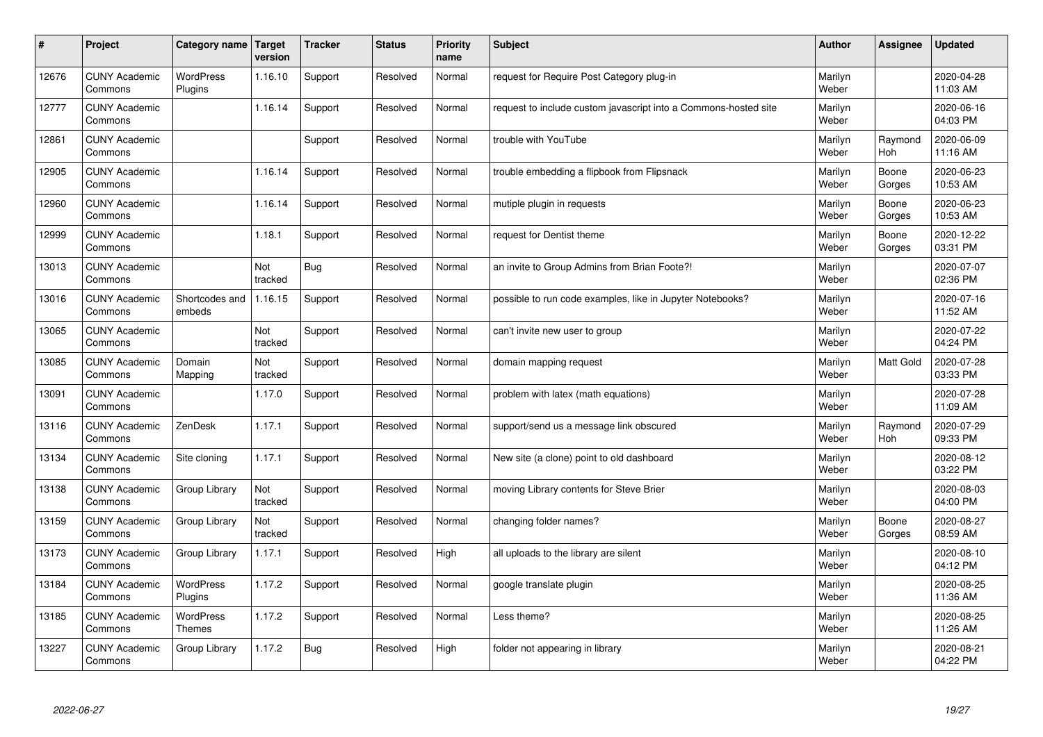| # | Project | Category name | Target version | Tracker | Status | Priority name | Subject | Author | Assignee | Updated |
|---|---|---|---|---|---|---|---|---|---|---|
| 12676 | CUNY Academic Commons | WordPress Plugins | 1.16.10 | Support | Resolved | Normal | request for Require Post Category plug-in | Marilyn Weber | | 2020-04-28 11:03 AM |
| 12777 | CUNY Academic Commons | | 1.16.14 | Support | Resolved | Normal | request to include custom javascript into a Commons-hosted site | Marilyn Weber | | 2020-06-16 04:03 PM |
| 12861 | CUNY Academic Commons | | | Support | Resolved | Normal | trouble with YouTube | Marilyn Weber | Raymond Hoh | 2020-06-09 11:16 AM |
| 12905 | CUNY Academic Commons | | 1.16.14 | Support | Resolved | Normal | trouble embedding a flipbook from Flipsnack | Marilyn Weber | Boone Gorges | 2020-06-23 10:53 AM |
| 12960 | CUNY Academic Commons | | 1.16.14 | Support | Resolved | Normal | mutiple plugin in requests | Marilyn Weber | Boone Gorges | 2020-06-23 10:53 AM |
| 12999 | CUNY Academic Commons | | 1.18.1 | Support | Resolved | Normal | request for Dentist theme | Marilyn Weber | Boone Gorges | 2020-12-22 03:31 PM |
| 13013 | CUNY Academic Commons | | Not tracked | Bug | Resolved | Normal | an invite to Group Admins from Brian Foote?! | Marilyn Weber | | 2020-07-07 02:36 PM |
| 13016 | CUNY Academic Commons | Shortcodes and embeds | 1.16.15 | Support | Resolved | Normal | possible to run code examples, like in Jupyter Notebooks? | Marilyn Weber | | 2020-07-16 11:52 AM |
| 13065 | CUNY Academic Commons | | Not tracked | Support | Resolved | Normal | can't invite new user to group | Marilyn Weber | | 2020-07-22 04:24 PM |
| 13085 | CUNY Academic Commons | Domain Mapping | Not tracked | Support | Resolved | Normal | domain mapping request | Marilyn Weber | Matt Gold | 2020-07-28 03:33 PM |
| 13091 | CUNY Academic Commons | | 1.17.0 | Support | Resolved | Normal | problem with latex (math equations) | Marilyn Weber | | 2020-07-28 11:09 AM |
| 13116 | CUNY Academic Commons | ZenDesk | 1.17.1 | Support | Resolved | Normal | support/send us a message link obscured | Marilyn Weber | Raymond Hoh | 2020-07-29 09:33 PM |
| 13134 | CUNY Academic Commons | Site cloning | 1.17.1 | Support | Resolved | Normal | New site (a clone) point to old dashboard | Marilyn Weber | | 2020-08-12 03:22 PM |
| 13138 | CUNY Academic Commons | Group Library | Not tracked | Support | Resolved | Normal | moving Library contents for Steve Brier | Marilyn Weber | | 2020-08-03 04:00 PM |
| 13159 | CUNY Academic Commons | Group Library | Not tracked | Support | Resolved | Normal | changing folder names? | Marilyn Weber | Boone Gorges | 2020-08-27 08:59 AM |
| 13173 | CUNY Academic Commons | Group Library | 1.17.1 | Support | Resolved | High | all uploads to the library are silent | Marilyn Weber | | 2020-08-10 04:12 PM |
| 13184 | CUNY Academic Commons | WordPress Plugins | 1.17.2 | Support | Resolved | Normal | google translate plugin | Marilyn Weber | | 2020-08-25 11:36 AM |
| 13185 | CUNY Academic Commons | WordPress Themes | 1.17.2 | Support | Resolved | Normal | Less theme? | Marilyn Weber | | 2020-08-25 11:26 AM |
| 13227 | CUNY Academic Commons | Group Library | 1.17.2 | Bug | Resolved | High | folder not appearing in library | Marilyn Weber | | 2020-08-21 04:22 PM |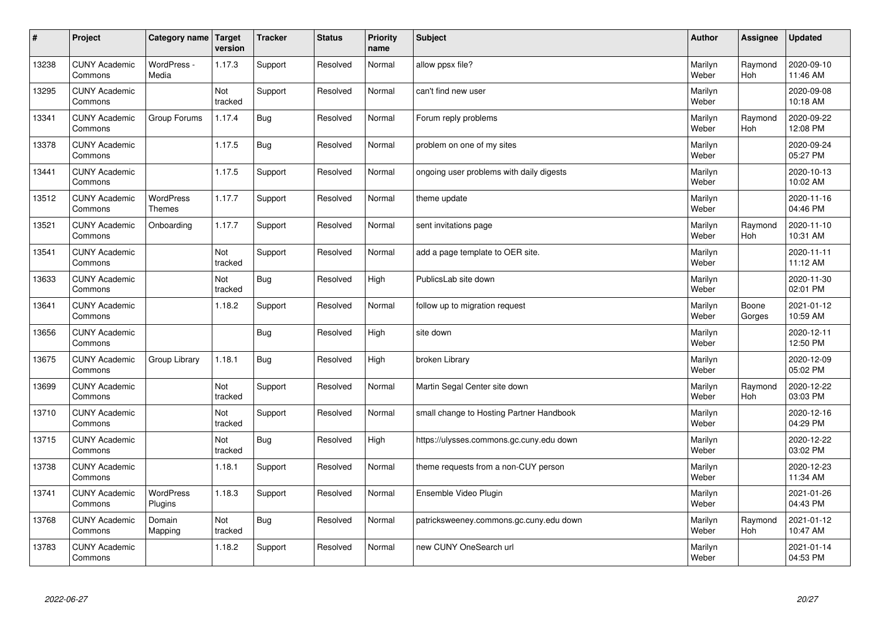| # | Project | Category name | Target version | Tracker | Status | Priority name | Subject | Author | Assignee | Updated |
|---|---|---|---|---|---|---|---|---|---|---|
| 13238 | CUNY Academic Commons | WordPress - Media | 1.17.3 | Support | Resolved | Normal | allow ppsx file? | Marilyn Weber | Raymond Hoh | 2020-09-10 11:46 AM |
| 13295 | CUNY Academic Commons | | Not tracked | Support | Resolved | Normal | can't find new user | Marilyn Weber | | 2020-09-08 10:18 AM |
| 13341 | CUNY Academic Commons | Group Forums | 1.17.4 | Bug | Resolved | Normal | Forum reply problems | Marilyn Weber | Raymond Hoh | 2020-09-22 12:08 PM |
| 13378 | CUNY Academic Commons | | 1.17.5 | Bug | Resolved | Normal | problem on one of my sites | Marilyn Weber | | 2020-09-24 05:27 PM |
| 13441 | CUNY Academic Commons | | 1.17.5 | Support | Resolved | Normal | ongoing user problems with daily digests | Marilyn Weber | | 2020-10-13 10:02 AM |
| 13512 | CUNY Academic Commons | WordPress Themes | 1.17.7 | Support | Resolved | Normal | theme update | Marilyn Weber | | 2020-11-16 04:46 PM |
| 13521 | CUNY Academic Commons | Onboarding | 1.17.7 | Support | Resolved | Normal | sent invitations page | Marilyn Weber | Raymond Hoh | 2020-11-10 10:31 AM |
| 13541 | CUNY Academic Commons | | Not tracked | Support | Resolved | Normal | add a page template to OER site. | Marilyn Weber | | 2020-11-11 11:12 AM |
| 13633 | CUNY Academic Commons | | Not tracked | Bug | Resolved | High | PublicsLab site down | Marilyn Weber | | 2020-11-30 02:01 PM |
| 13641 | CUNY Academic Commons | | 1.18.2 | Support | Resolved | Normal | follow up to migration request | Marilyn Weber | Boone Gorges | 2021-01-12 10:59 AM |
| 13656 | CUNY Academic Commons | | | Bug | Resolved | High | site down | Marilyn Weber | | 2020-12-11 12:50 PM |
| 13675 | CUNY Academic Commons | Group Library | 1.18.1 | Bug | Resolved | High | broken Library | Marilyn Weber | | 2020-12-09 05:02 PM |
| 13699 | CUNY Academic Commons | | Not tracked | Support | Resolved | Normal | Martin Segal Center site down | Marilyn Weber | Raymond Hoh | 2020-12-22 03:03 PM |
| 13710 | CUNY Academic Commons | | Not tracked | Support | Resolved | Normal | small change to Hosting Partner Handbook | Marilyn Weber | | 2020-12-16 04:29 PM |
| 13715 | CUNY Academic Commons | | Not tracked | Bug | Resolved | High | https://ulysses.commons.gc.cuny.edu down | Marilyn Weber | | 2020-12-22 03:02 PM |
| 13738 | CUNY Academic Commons | | 1.18.1 | Support | Resolved | Normal | theme requests from a non-CUY person | Marilyn Weber | | 2020-12-23 11:34 AM |
| 13741 | CUNY Academic Commons | WordPress Plugins | 1.18.3 | Support | Resolved | Normal | Ensemble Video Plugin | Marilyn Weber | | 2021-01-26 04:43 PM |
| 13768 | CUNY Academic Commons | Domain Mapping | Not tracked | Bug | Resolved | Normal | patricksweeney.commons.gc.cuny.edu down | Marilyn Weber | Raymond Hoh | 2021-01-12 10:47 AM |
| 13783 | CUNY Academic Commons | | 1.18.2 | Support | Resolved | Normal | new CUNY OneSearch url | Marilyn Weber | | 2021-01-14 04:53 PM |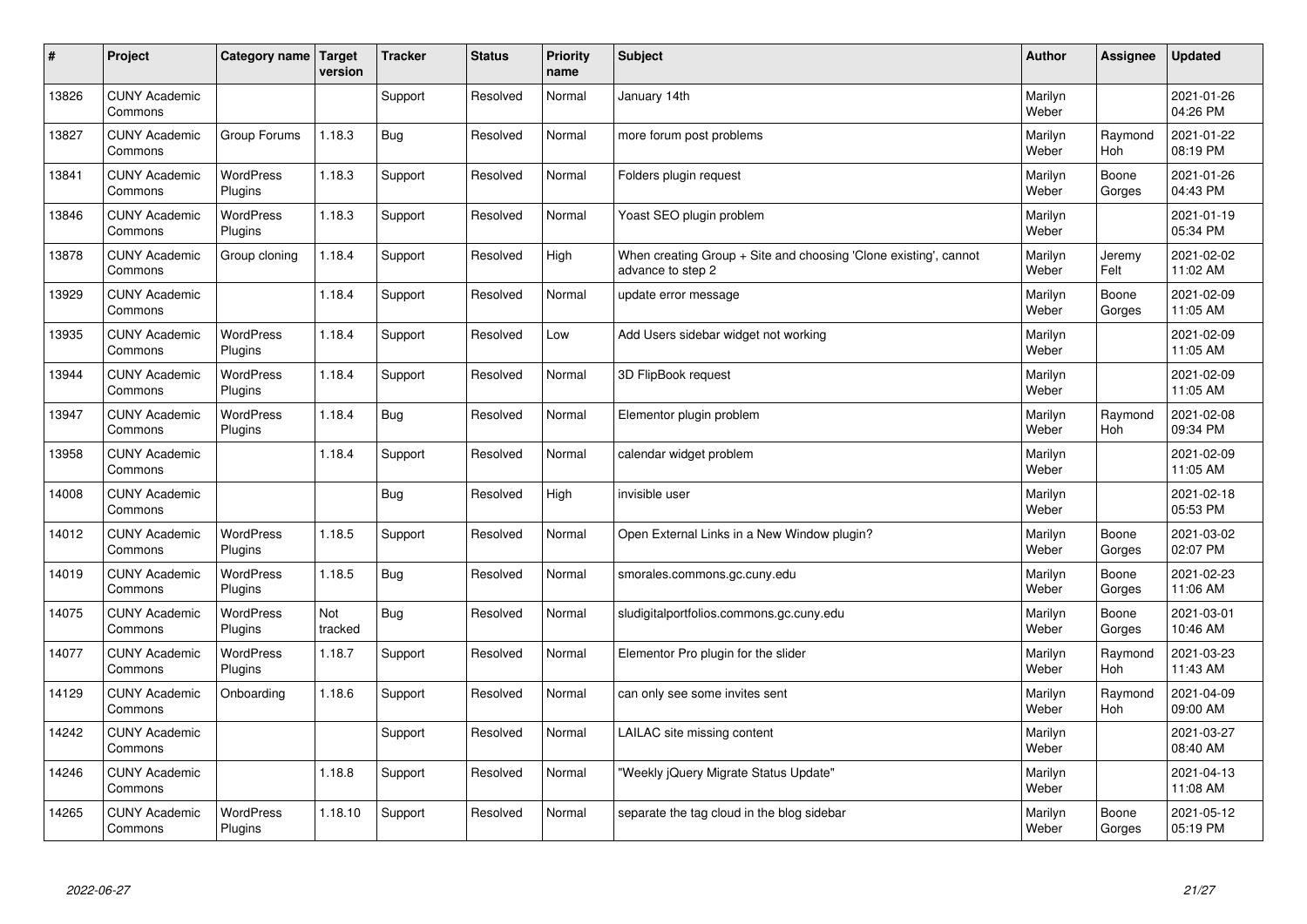| # | Project | Category name | Target version | Tracker | Status | Priority name | Subject | Author | Assignee | Updated |
|---|---|---|---|---|---|---|---|---|---|---|
| 13826 | CUNY Academic Commons | | | Support | Resolved | Normal | January 14th | Marilyn Weber | | 2021-01-26 04:26 PM |
| 13827 | CUNY Academic Commons | Group Forums | 1.18.3 | Bug | Resolved | Normal | more forum post problems | Marilyn Weber | Raymond Hoh | 2021-01-22 08:19 PM |
| 13841 | CUNY Academic Commons | WordPress Plugins | 1.18.3 | Support | Resolved | Normal | Folders plugin request | Marilyn Weber | Boone Gorges | 2021-01-26 04:43 PM |
| 13846 | CUNY Academic Commons | WordPress Plugins | 1.18.3 | Support | Resolved | Normal | Yoast SEO plugin problem | Marilyn Weber | | 2021-01-19 05:34 PM |
| 13878 | CUNY Academic Commons | Group cloning | 1.18.4 | Support | Resolved | High | When creating Group + Site and choosing 'Clone existing', cannot advance to step 2 | Marilyn Weber | Jeremy Felt | 2021-02-02 11:02 AM |
| 13929 | CUNY Academic Commons | | 1.18.4 | Support | Resolved | Normal | update error message | Marilyn Weber | Boone Gorges | 2021-02-09 11:05 AM |
| 13935 | CUNY Academic Commons | WordPress Plugins | 1.18.4 | Support | Resolved | Low | Add Users sidebar widget not working | Marilyn Weber | | 2021-02-09 11:05 AM |
| 13944 | CUNY Academic Commons | WordPress Plugins | 1.18.4 | Support | Resolved | Normal | 3D FlipBook request | Marilyn Weber | | 2021-02-09 11:05 AM |
| 13947 | CUNY Academic Commons | WordPress Plugins | 1.18.4 | Bug | Resolved | Normal | Elementor plugin problem | Marilyn Weber | Raymond Hoh | 2021-02-08 09:34 PM |
| 13958 | CUNY Academic Commons | | 1.18.4 | Support | Resolved | Normal | calendar widget problem | Marilyn Weber | | 2021-02-09 11:05 AM |
| 14008 | CUNY Academic Commons | | | Bug | Resolved | High | invisible user | Marilyn Weber | | 2021-02-18 05:53 PM |
| 14012 | CUNY Academic Commons | WordPress Plugins | 1.18.5 | Support | Resolved | Normal | Open External Links in a New Window plugin? | Marilyn Weber | Boone Gorges | 2021-03-02 02:07 PM |
| 14019 | CUNY Academic Commons | WordPress Plugins | 1.18.5 | Bug | Resolved | Normal | smorales.commons.gc.cuny.edu | Marilyn Weber | Boone Gorges | 2021-02-23 11:06 AM |
| 14075 | CUNY Academic Commons | WordPress Plugins | Not tracked | Bug | Resolved | Normal | sludigitalportfolios.commons.gc.cuny.edu | Marilyn Weber | Boone Gorges | 2021-03-01 10:46 AM |
| 14077 | CUNY Academic Commons | WordPress Plugins | 1.18.7 | Support | Resolved | Normal | Elementor Pro plugin for the slider | Marilyn Weber | Raymond Hoh | 2021-03-23 11:43 AM |
| 14129 | CUNY Academic Commons | Onboarding | 1.18.6 | Support | Resolved | Normal | can only see some invites sent | Marilyn Weber | Raymond Hoh | 2021-04-09 09:00 AM |
| 14242 | CUNY Academic Commons | | | Support | Resolved | Normal | LAILAC site missing content | Marilyn Weber | | 2021-03-27 08:40 AM |
| 14246 | CUNY Academic Commons | | 1.18.8 | Support | Resolved | Normal | "Weekly jQuery Migrate Status Update" | Marilyn Weber | | 2021-04-13 11:08 AM |
| 14265 | CUNY Academic Commons | WordPress Plugins | 1.18.10 | Support | Resolved | Normal | separate the tag cloud in the blog sidebar | Marilyn Weber | Boone Gorges | 2021-05-12 05:19 PM |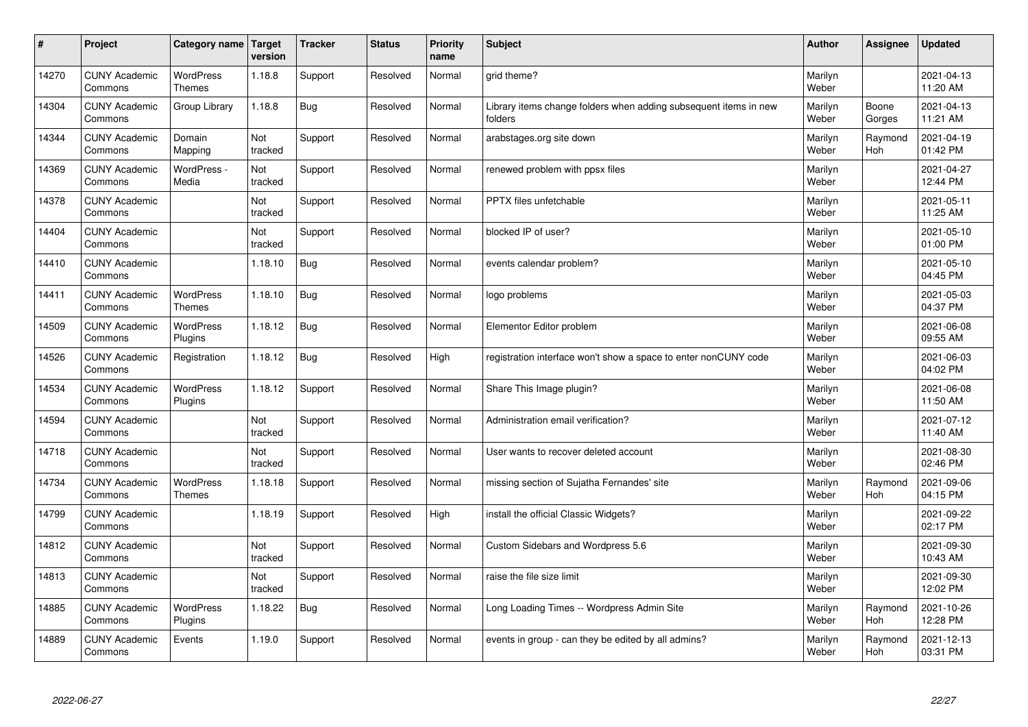| # | Project | Category name | Target version | Tracker | Status | Priority name | Subject | Author | Assignee | Updated |
|---|---|---|---|---|---|---|---|---|---|---|
| 14270 | CUNY Academic Commons | WordPress Themes | 1.18.8 | Support | Resolved | Normal | grid theme? | Marilyn Weber | | 2021-04-13 11:20 AM |
| 14304 | CUNY Academic Commons | Group Library | 1.18.8 | Bug | Resolved | Normal | Library items change folders when adding subsequent items in new folders | Marilyn Weber | Boone Gorges | 2021-04-13 11:21 AM |
| 14344 | CUNY Academic Commons | Domain Mapping | Not tracked | Support | Resolved | Normal | arabstages.org site down | Marilyn Weber | Raymond Hoh | 2021-04-19 01:42 PM |
| 14369 | CUNY Academic Commons | WordPress - Media | Not tracked | Support | Resolved | Normal | renewed problem with ppsx files | Marilyn Weber | | 2021-04-27 12:44 PM |
| 14378 | CUNY Academic Commons | | Not tracked | Support | Resolved | Normal | PPTX files unfetchable | Marilyn Weber | | 2021-05-11 11:25 AM |
| 14404 | CUNY Academic Commons | | Not tracked | Support | Resolved | Normal | blocked IP of user? | Marilyn Weber | | 2021-05-10 01:00 PM |
| 14410 | CUNY Academic Commons | | 1.18.10 | Bug | Resolved | Normal | events calendar problem? | Marilyn Weber | | 2021-05-10 04:45 PM |
| 14411 | CUNY Academic Commons | WordPress Themes | 1.18.10 | Bug | Resolved | Normal | logo problems | Marilyn Weber | | 2021-05-03 04:37 PM |
| 14509 | CUNY Academic Commons | WordPress Plugins | 1.18.12 | Bug | Resolved | Normal | Elementor Editor problem | Marilyn Weber | | 2021-06-08 09:55 AM |
| 14526 | CUNY Academic Commons | Registration | 1.18.12 | Bug | Resolved | High | registration interface won't show a space to enter nonCUNY code | Marilyn Weber | | 2021-06-03 04:02 PM |
| 14534 | CUNY Academic Commons | WordPress Plugins | 1.18.12 | Support | Resolved | Normal | Share This Image plugin? | Marilyn Weber | | 2021-06-08 11:50 AM |
| 14594 | CUNY Academic Commons | | Not tracked | Support | Resolved | Normal | Administration email verification? | Marilyn Weber | | 2021-07-12 11:40 AM |
| 14718 | CUNY Academic Commons | | Not tracked | Support | Resolved | Normal | User wants to recover deleted account | Marilyn Weber | | 2021-08-30 02:46 PM |
| 14734 | CUNY Academic Commons | WordPress Themes | 1.18.18 | Support | Resolved | Normal | missing section of Sujatha Fernandes' site | Marilyn Weber | Raymond Hoh | 2021-09-06 04:15 PM |
| 14799 | CUNY Academic Commons | | 1.18.19 | Support | Resolved | High | install the official Classic Widgets? | Marilyn Weber | | 2021-09-22 02:17 PM |
| 14812 | CUNY Academic Commons | | Not tracked | Support | Resolved | Normal | Custom Sidebars and Wordpress 5.6 | Marilyn Weber | | 2021-09-30 10:43 AM |
| 14813 | CUNY Academic Commons | | Not tracked | Support | Resolved | Normal | raise the file size limit | Marilyn Weber | | 2021-09-30 12:02 PM |
| 14885 | CUNY Academic Commons | WordPress Plugins | 1.18.22 | Bug | Resolved | Normal | Long Loading Times -- Wordpress Admin Site | Marilyn Weber | Raymond Hoh | 2021-10-26 12:28 PM |
| 14889 | CUNY Academic Commons | Events | 1.19.0 | Support | Resolved | Normal | events in group - can they be edited by all admins? | Marilyn Weber | Raymond Hoh | 2021-12-13 03:31 PM |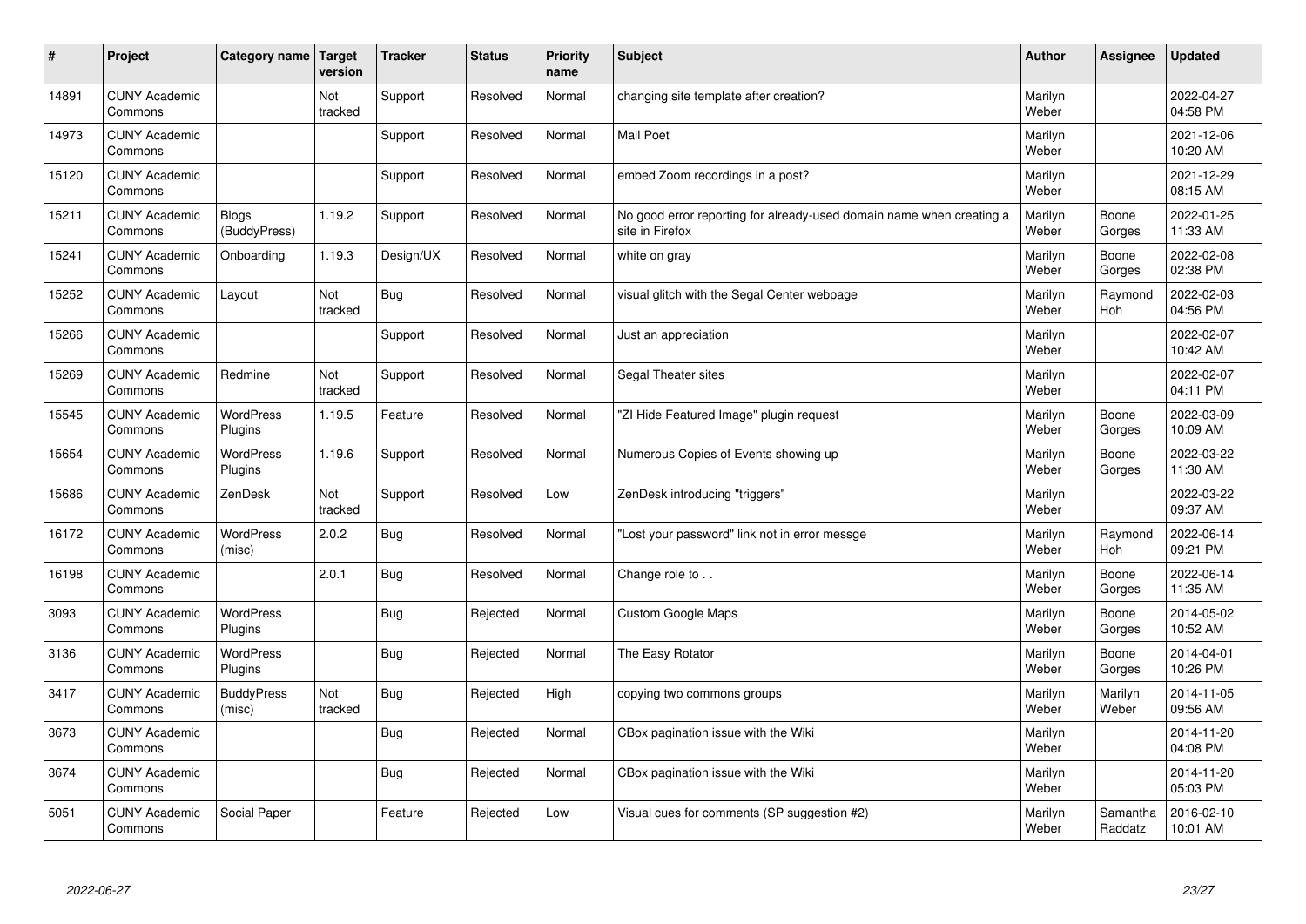| # | Project | Category name | Target version | Tracker | Status | Priority name | Subject | Author | Assignee | Updated |
|---|---|---|---|---|---|---|---|---|---|---|
| 14891 | CUNY Academic Commons | | Not tracked | Support | Resolved | Normal | changing site template after creation? | Marilyn Weber | | 2022-04-27 04:58 PM |
| 14973 | CUNY Academic Commons | | | Support | Resolved | Normal | Mail Poet | Marilyn Weber | | 2021-12-06 10:20 AM |
| 15120 | CUNY Academic Commons | | | Support | Resolved | Normal | embed Zoom recordings in a post? | Marilyn Weber | | 2021-12-29 08:15 AM |
| 15211 | CUNY Academic Commons | Blogs (BuddyPress) | 1.19.2 | Support | Resolved | Normal | No good error reporting for already-used domain name when creating a site in Firefox | Marilyn Weber | Boone Gorges | 2022-01-25 11:33 AM |
| 15241 | CUNY Academic Commons | Onboarding | 1.19.3 | Design/UX | Resolved | Normal | white on gray | Marilyn Weber | Boone Gorges | 2022-02-08 02:38 PM |
| 15252 | CUNY Academic Commons | Layout | Not tracked | Bug | Resolved | Normal | visual glitch with the Segal Center webpage | Marilyn Weber | Raymond Hoh | 2022-02-03 04:56 PM |
| 15266 | CUNY Academic Commons | | | Support | Resolved | Normal | Just an appreciation | Marilyn Weber | | 2022-02-07 10:42 AM |
| 15269 | CUNY Academic Commons | Redmine | Not tracked | Support | Resolved | Normal | Segal Theater sites | Marilyn Weber | | 2022-02-07 04:11 PM |
| 15545 | CUNY Academic Commons | WordPress Plugins | 1.19.5 | Feature | Resolved | Normal | "ZI Hide Featured Image" plugin request | Marilyn Weber | Boone Gorges | 2022-03-09 10:09 AM |
| 15654 | CUNY Academic Commons | WordPress Plugins | 1.19.6 | Support | Resolved | Normal | Numerous Copies of Events showing up | Marilyn Weber | Boone Gorges | 2022-03-22 11:30 AM |
| 15686 | CUNY Academic Commons | ZenDesk | Not tracked | Support | Resolved | Low | ZenDesk introducing "triggers" | Marilyn Weber | | 2022-03-22 09:37 AM |
| 16172 | CUNY Academic Commons | WordPress (misc) | 2.0.2 | Bug | Resolved | Normal | "Lost your password" link not in error messge | Marilyn Weber | Raymond Hoh | 2022-06-14 09:21 PM |
| 16198 | CUNY Academic Commons | | 2.0.1 | Bug | Resolved | Normal | Change role to . . | Marilyn Weber | Boone Gorges | 2022-06-14 11:35 AM |
| 3093 | CUNY Academic Commons | WordPress Plugins | | Bug | Rejected | Normal | Custom Google Maps | Marilyn Weber | Boone Gorges | 2014-05-02 10:52 AM |
| 3136 | CUNY Academic Commons | WordPress Plugins | | Bug | Rejected | Normal | The Easy Rotator | Marilyn Weber | Boone Gorges | 2014-04-01 10:26 PM |
| 3417 | CUNY Academic Commons | BuddyPress (misc) | Not tracked | Bug | Rejected | High | copying two commons groups | Marilyn Weber | Marilyn Weber | 2014-11-05 09:56 AM |
| 3673 | CUNY Academic Commons | | | Bug | Rejected | Normal | CBox pagination issue with the Wiki | Marilyn Weber | | 2014-11-20 04:08 PM |
| 3674 | CUNY Academic Commons | | | Bug | Rejected | Normal | CBox pagination issue with the Wiki | Marilyn Weber | | 2014-11-20 05:03 PM |
| 5051 | CUNY Academic Commons | Social Paper | | Feature | Rejected | Low | Visual cues for comments (SP suggestion #2) | Marilyn Weber | Samantha Raddatz | 2016-02-10 10:01 AM |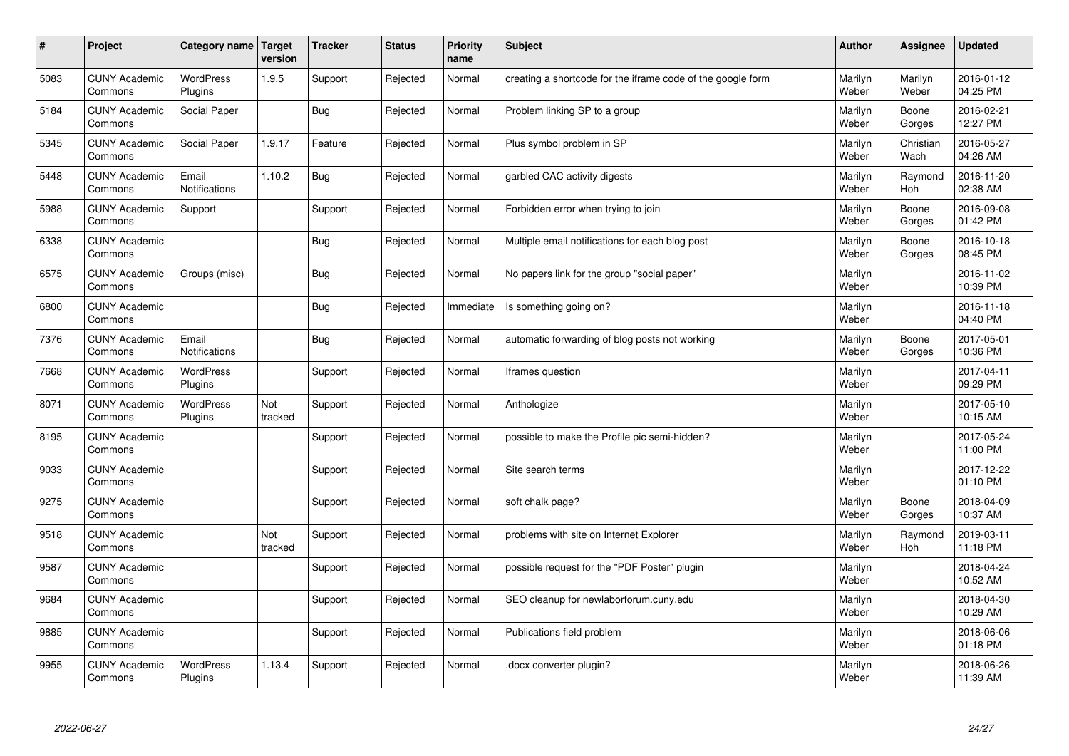| # | Project | Category name | Target version | Tracker | Status | Priority name | Subject | Author | Assignee | Updated |
|---|---|---|---|---|---|---|---|---|---|---|
| 5083 | CUNY Academic Commons | WordPress Plugins | 1.9.5 | Support | Rejected | Normal | creating a shortcode for the iframe code of the google form | Marilyn Weber | Marilyn Weber | 2016-01-12 04:25 PM |
| 5184 | CUNY Academic Commons | Social Paper | | Bug | Rejected | Normal | Problem linking SP to a group | Marilyn Weber | Boone Gorges | 2016-02-21 12:27 PM |
| 5345 | CUNY Academic Commons | Social Paper | 1.9.17 | Feature | Rejected | Normal | Plus symbol problem in SP | Marilyn Weber | Christian Wach | 2016-05-27 04:26 AM |
| 5448 | CUNY Academic Commons | Email Notifications | 1.10.2 | Bug | Rejected | Normal | garbled CAC activity digests | Marilyn Weber | Raymond Hoh | 2016-11-20 02:38 AM |
| 5988 | CUNY Academic Commons | Support | | Support | Rejected | Normal | Forbidden error when trying to join | Marilyn Weber | Boone Gorges | 2016-09-08 01:42 PM |
| 6338 | CUNY Academic Commons | | | Bug | Rejected | Normal | Multiple email notifications for each blog post | Marilyn Weber | Boone Gorges | 2016-10-18 08:45 PM |
| 6575 | CUNY Academic Commons | Groups (misc) | | Bug | Rejected | Normal | No papers link for the group "social paper" | Marilyn Weber | | 2016-11-02 10:39 PM |
| 6800 | CUNY Academic Commons | | | Bug | Rejected | Immediate | Is something going on? | Marilyn Weber | | 2016-11-18 04:40 PM |
| 7376 | CUNY Academic Commons | Email Notifications | | Bug | Rejected | Normal | automatic forwarding of blog posts not working | Marilyn Weber | Boone Gorges | 2017-05-01 10:36 PM |
| 7668 | CUNY Academic Commons | WordPress Plugins | | Support | Rejected | Normal | Iframes question | Marilyn Weber | | 2017-04-11 09:29 PM |
| 8071 | CUNY Academic Commons | WordPress Plugins | Not tracked | Support | Rejected | Normal | Anthologize | Marilyn Weber | | 2017-05-10 10:15 AM |
| 8195 | CUNY Academic Commons | | | Support | Rejected | Normal | possible to make the Profile pic semi-hidden? | Marilyn Weber | | 2017-05-24 11:00 PM |
| 9033 | CUNY Academic Commons | | | Support | Rejected | Normal | Site search terms | Marilyn Weber | | 2017-12-22 01:10 PM |
| 9275 | CUNY Academic Commons | | | Support | Rejected | Normal | soft chalk page? | Marilyn Weber | Boone Gorges | 2018-04-09 10:37 AM |
| 9518 | CUNY Academic Commons | | Not tracked | Support | Rejected | Normal | problems with site on Internet Explorer | Marilyn Weber | Raymond Hoh | 2019-03-11 11:18 PM |
| 9587 | CUNY Academic Commons | | | Support | Rejected | Normal | possible request for the "PDF Poster" plugin | Marilyn Weber | | 2018-04-24 10:52 AM |
| 9684 | CUNY Academic Commons | | | Support | Rejected | Normal | SEO cleanup for newlaborforum.cuny.edu | Marilyn Weber | | 2018-04-30 10:29 AM |
| 9885 | CUNY Academic Commons | | | Support | Rejected | Normal | Publications field problem | Marilyn Weber | | 2018-06-06 01:18 PM |
| 9955 | CUNY Academic Commons | WordPress Plugins | 1.13.4 | Support | Rejected | Normal | .docx converter plugin? | Marilyn Weber | | 2018-06-26 11:39 AM |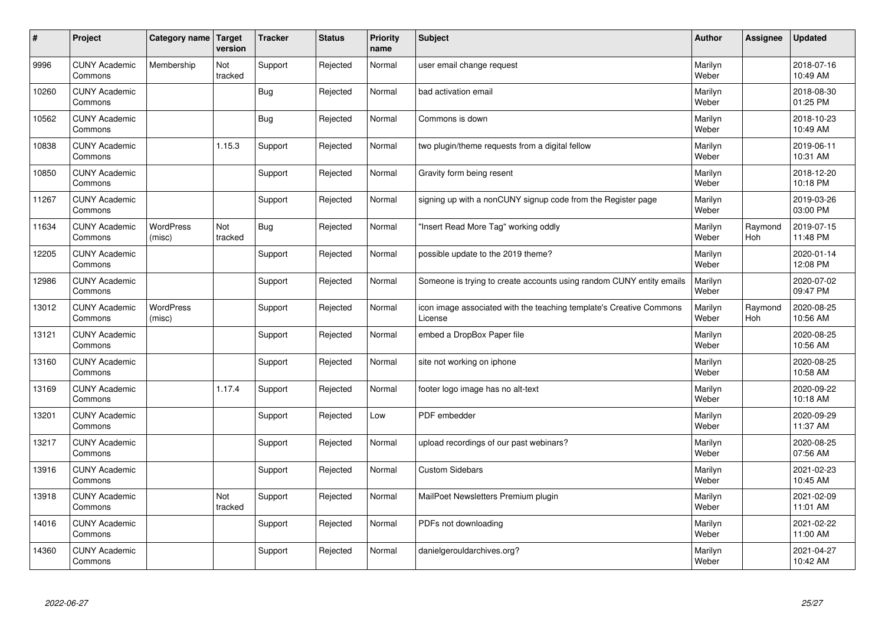| # | Project | Category name | Target version | Tracker | Status | Priority name | Subject | Author | Assignee | Updated |
|---|---|---|---|---|---|---|---|---|---|---|
| 9996 | CUNY Academic Commons | Membership | Not tracked | Support | Rejected | Normal | user email change request | Marilyn Weber | | 2018-07-16 10:49 AM |
| 10260 | CUNY Academic Commons | | | Bug | Rejected | Normal | bad activation email | Marilyn Weber | | 2018-08-30 01:25 PM |
| 10562 | CUNY Academic Commons | | | Bug | Rejected | Normal | Commons is down | Marilyn Weber | | 2018-10-23 10:49 AM |
| 10838 | CUNY Academic Commons | | 1.15.3 | Support | Rejected | Normal | two plugin/theme requests from a digital fellow | Marilyn Weber | | 2019-06-11 10:31 AM |
| 10850 | CUNY Academic Commons | | | Support | Rejected | Normal | Gravity form being resent | Marilyn Weber | | 2018-12-20 10:18 PM |
| 11267 | CUNY Academic Commons | | | Support | Rejected | Normal | signing up with a nonCUNY signup code from the Register page | Marilyn Weber | | 2019-03-26 03:00 PM |
| 11634 | CUNY Academic Commons | WordPress (misc) | Not tracked | Bug | Rejected | Normal | "Insert Read More Tag" working oddly | Marilyn Weber | Raymond Hoh | 2019-07-15 11:48 PM |
| 12205 | CUNY Academic Commons | | | Support | Rejected | Normal | possible update to the 2019 theme? | Marilyn Weber | | 2020-01-14 12:08 PM |
| 12986 | CUNY Academic Commons | | | Support | Rejected | Normal | Someone is trying to create accounts using random CUNY entity emails | Marilyn Weber | | 2020-07-02 09:47 PM |
| 13012 | CUNY Academic Commons | WordPress (misc) | | Support | Rejected | Normal | icon image associated with the teaching template's Creative Commons License | Marilyn Weber | Raymond Hoh | 2020-08-25 10:56 AM |
| 13121 | CUNY Academic Commons | | | Support | Rejected | Normal | embed a DropBox Paper file | Marilyn Weber | | 2020-08-25 10:56 AM |
| 13160 | CUNY Academic Commons | | | Support | Rejected | Normal | site not working on iphone | Marilyn Weber | | 2020-08-25 10:58 AM |
| 13169 | CUNY Academic Commons | | 1.17.4 | Support | Rejected | Normal | footer logo image has no alt-text | Marilyn Weber | | 2020-09-22 10:18 AM |
| 13201 | CUNY Academic Commons | | | Support | Rejected | Low | PDF embedder | Marilyn Weber | | 2020-09-29 11:37 AM |
| 13217 | CUNY Academic Commons | | | Support | Rejected | Normal | upload recordings of our past webinars? | Marilyn Weber | | 2020-08-25 07:56 AM |
| 13916 | CUNY Academic Commons | | | Support | Rejected | Normal | Custom Sidebars | Marilyn Weber | | 2021-02-23 10:45 AM |
| 13918 | CUNY Academic Commons | | Not tracked | Support | Rejected | Normal | MailPoet Newsletters Premium plugin | Marilyn Weber | | 2021-02-09 11:01 AM |
| 14016 | CUNY Academic Commons | | | Support | Rejected | Normal | PDFs not downloading | Marilyn Weber | | 2021-02-22 11:00 AM |
| 14360 | CUNY Academic Commons | | | Support | Rejected | Normal | danielgerouldarchives.org? | Marilyn Weber | | 2021-04-27 10:42 AM |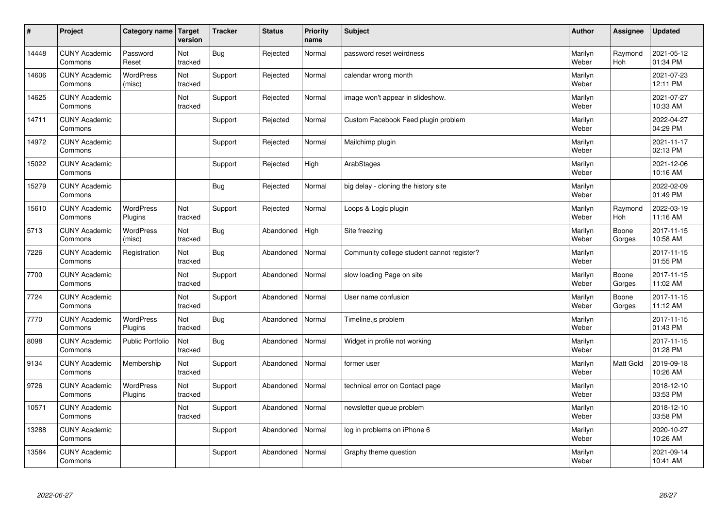| # | Project | Category name | Target version | Tracker | Status | Priority name | Subject | Author | Assignee | Updated |
|---|---|---|---|---|---|---|---|---|---|---|
| 14448 | CUNY Academic Commons | Password Reset | Not tracked | Bug | Rejected | Normal | password reset weirdness | Marilyn Weber | Raymond Hoh | 2021-05-12 01:34 PM |
| 14606 | CUNY Academic Commons | WordPress (misc) | Not tracked | Support | Rejected | Normal | calendar wrong month | Marilyn Weber | | 2021-07-23 12:11 PM |
| 14625 | CUNY Academic Commons | | Not tracked | Support | Rejected | Normal | image won't appear in slideshow. | Marilyn Weber | | 2021-07-27 10:33 AM |
| 14711 | CUNY Academic Commons | | | Support | Rejected | Normal | Custom Facebook Feed plugin problem | Marilyn Weber | | 2022-04-27 04:29 PM |
| 14972 | CUNY Academic Commons | | | Support | Rejected | Normal | Mailchimp plugin | Marilyn Weber | | 2021-11-17 02:13 PM |
| 15022 | CUNY Academic Commons | | | Support | Rejected | High | ArabStages | Marilyn Weber | | 2021-12-06 10:16 AM |
| 15279 | CUNY Academic Commons | | | Bug | Rejected | Normal | big delay - cloning the history site | Marilyn Weber | | 2022-02-09 01:49 PM |
| 15610 | CUNY Academic Commons | WordPress Plugins | Not tracked | Support | Rejected | Normal | Loops & Logic plugin | Marilyn Weber | Raymond Hoh | 2022-03-19 11:16 AM |
| 5713 | CUNY Academic Commons | WordPress (misc) | Not tracked | Bug | Abandoned | High | Site freezing | Marilyn Weber | Boone Gorges | 2017-11-15 10:58 AM |
| 7226 | CUNY Academic Commons | Registration | Not tracked | Bug | Abandoned | Normal | Community college student cannot register? | Marilyn Weber | | 2017-11-15 01:55 PM |
| 7700 | CUNY Academic Commons | | Not tracked | Support | Abandoned | Normal | slow loading Page on site | Marilyn Weber | Boone Gorges | 2017-11-15 11:02 AM |
| 7724 | CUNY Academic Commons | | Not tracked | Support | Abandoned | Normal | User name confusion | Marilyn Weber | Boone Gorges | 2017-11-15 11:12 AM |
| 7770 | CUNY Academic Commons | WordPress Plugins | Not tracked | Bug | Abandoned | Normal | Timeline.js problem | Marilyn Weber | | 2017-11-15 01:43 PM |
| 8098 | CUNY Academic Commons | Public Portfolio | Not tracked | Bug | Abandoned | Normal | Widget in profile not working | Marilyn Weber | | 2017-11-15 01:28 PM |
| 9134 | CUNY Academic Commons | Membership | Not tracked | Support | Abandoned | Normal | former user | Marilyn Weber | Matt Gold | 2019-09-18 10:26 AM |
| 9726 | CUNY Academic Commons | WordPress Plugins | Not tracked | Support | Abandoned | Normal | technical error on Contact page | Marilyn Weber | | 2018-12-10 03:53 PM |
| 10571 | CUNY Academic Commons | | Not tracked | Support | Abandoned | Normal | newsletter queue problem | Marilyn Weber | | 2018-12-10 03:58 PM |
| 13288 | CUNY Academic Commons | | | Support | Abandoned | Normal | log in problems on iPhone 6 | Marilyn Weber | | 2020-10-27 10:26 AM |
| 13584 | CUNY Academic Commons | | | Support | Abandoned | Normal | Graphy theme question | Marilyn Weber | | 2021-09-14 10:41 AM |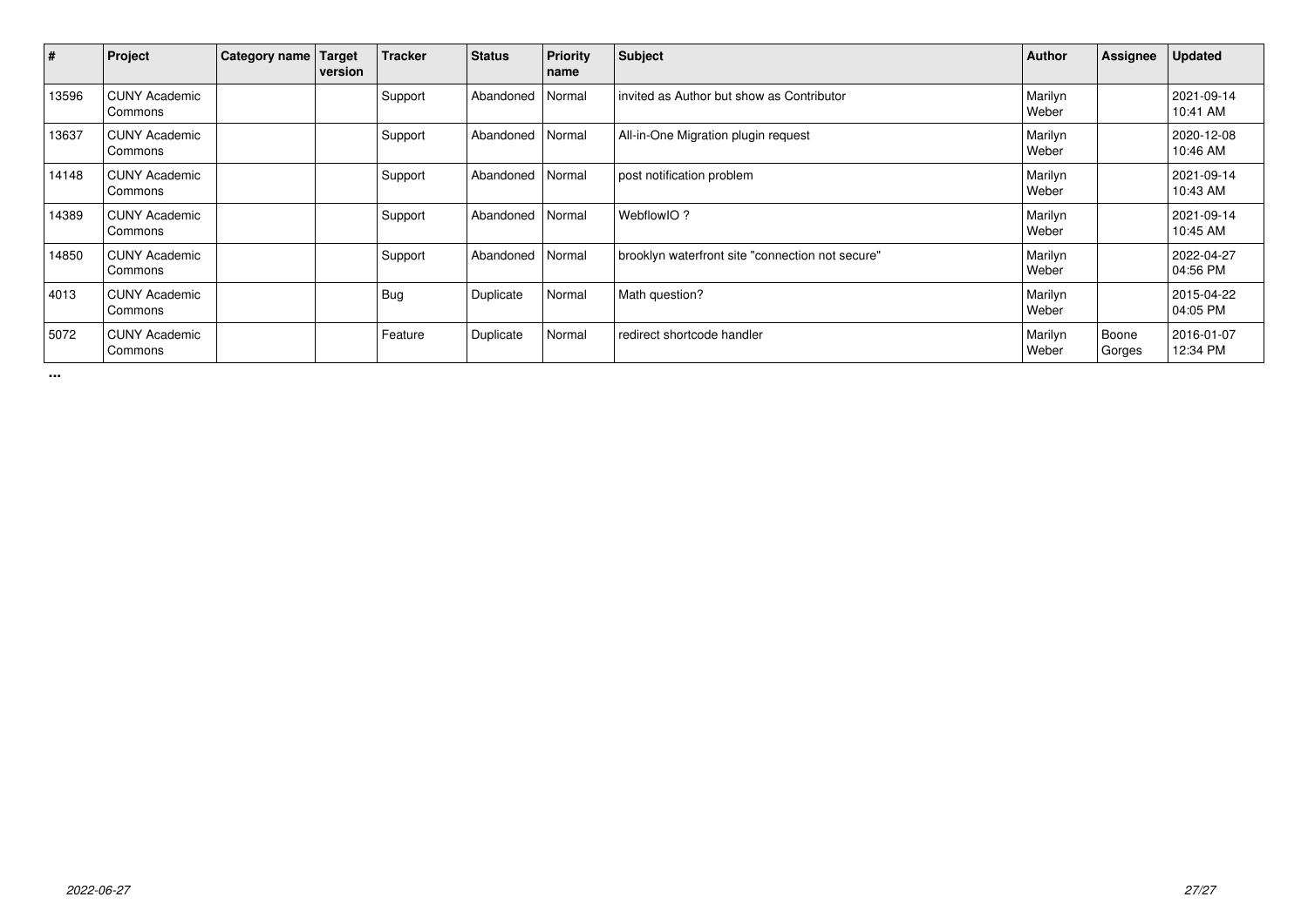| # | Project | Category name | Target version | Tracker | Status | Priority name | Subject | Author | Assignee | Updated |
|---|---|---|---|---|---|---|---|---|---|---|
| 13596 | CUNY Academic Commons | | | Support | Abandoned | Normal | invited as Author but show as Contributor | Marilyn Weber | | 2021-09-14 10:41 AM |
| 13637 | CUNY Academic Commons | | | Support | Abandoned | Normal | All-in-One Migration plugin request | Marilyn Weber | | 2020-12-08 10:46 AM |
| 14148 | CUNY Academic Commons | | | Support | Abandoned | Normal | post notification problem | Marilyn Weber | | 2021-09-14 10:43 AM |
| 14389 | CUNY Academic Commons | | | Support | Abandoned | Normal | WebflowIO ? | Marilyn Weber | | 2021-09-14 10:45 AM |
| 14850 | CUNY Academic Commons | | | Support | Abandoned | Normal | brooklyn waterfront site "connection not secure" | Marilyn Weber | | 2022-04-27 04:56 PM |
| 4013 | CUNY Academic Commons | | | Bug | Duplicate | Normal | Math question? | Marilyn Weber | | 2015-04-22 04:05 PM |
| 5072 | CUNY Academic Commons | | | Feature | Duplicate | Normal | redirect shortcode handler | Marilyn Weber | Boone Gorges | 2016-01-07 12:34 PM |

...